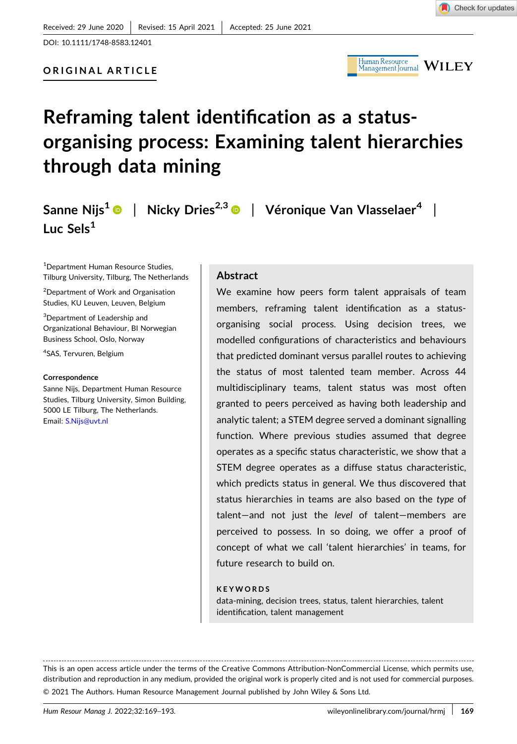Received: 29 June 2020 | Revised: 15 April 2021 | Accepted: 25 June 2021

DOI: 10.1111/1748-8583.12401

ORIGINAL ARTICLE

# Reframing talent identification as a status-organising process: Examining talent hierarchies through data mining

Sanne Nijs[1] | Nicky Dries[2,3] | Véronique Van Vlasselaer[4] | Luc Sels[1]

[1]Department Human Resource Studies, Tilburg University, Tilburg, The Netherlands

[2]Department of Work and Organisation Studies, KU Leuven, Leuven, Belgium

[3]Department of Leadership and Organizational Behaviour, BI Norwegian Business School, Oslo, Norway

[4]SAS, Tervuren, Belgium

**Correspondence**
Sanne Nijs, Department Human Resource Studies, Tilburg University, Simon Building, 5000 LE Tilburg, The Netherlands.
Email: S.Nijs@uvt.nl

## Abstract

We examine how peers form talent appraisals of team members, reframing talent identification as a status-organising social process. Using decision trees, we modelled configurations of characteristics and behaviours that predicted dominant versus parallel routes to achieving the status of most talented team member. Across 44 multidisciplinary teams, talent status was most often granted to peers perceived as having both leadership and analytic talent; a STEM degree served a dominant signalling function. Where previous studies assumed that degree operates as a specific status characteristic, we show that a STEM degree operates as a diffuse status characteristic, which predicts status in general. We thus discovered that status hierarchies in teams are also based on the *type* of talent—and not just the *level* of talent—members are perceived to possess. In so doing, we offer a proof of concept of what we call 'talent hierarchies' in teams, for future research to build on.

**KEYWORDS**
data-mining, decision trees, status, talent hierarchies, talent identification, talent management

This is an open access article under the terms of the Creative Commons Attribution-NonCommercial License, which permits use, distribution and reproduction in any medium, provided the original work is properly cited and is not used for commercial purposes.
© 2021 The Authors. Human Resource Management Journal published by John Wiley & Sons Ltd.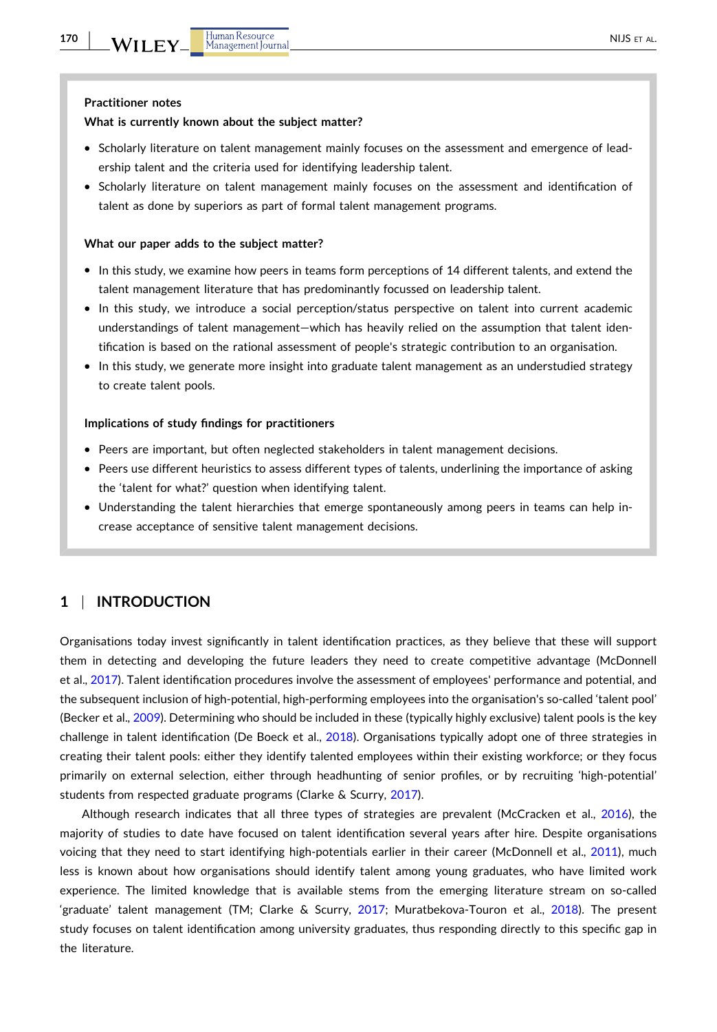**Practitioner notes**

**What is currently known about the subject matter?**

- Scholarly literature on talent management mainly focuses on the assessment and emergence of leadership talent and the criteria used for identifying leadership talent.
- Scholarly literature on talent management mainly focuses on the assessment and identification of talent as done by superiors as part of formal talent management programs.

**What our paper adds to the subject matter?**

- In this study, we examine how peers in teams form perceptions of 14 different talents, and extend the talent management literature that has predominantly focussed on leadership talent.
- In this study, we introduce a social perception/status perspective on talent into current academic understandings of talent management—which has heavily relied on the assumption that talent identification is based on the rational assessment of people's strategic contribution to an organisation.
- In this study, we generate more insight into graduate talent management as an understudied strategy to create talent pools.

**Implications of study findings for practitioners**

- Peers are important, but often neglected stakeholders in talent management decisions.
- Peers use different heuristics to assess different types of talents, underlining the importance of asking the 'talent for what?' question when identifying talent.
- Understanding the talent hierarchies that emerge spontaneously among peers in teams can help increase acceptance of sensitive talent management decisions.

## 1 | INTRODUCTION

Organisations today invest significantly in talent identification practices, as they believe that these will support them in detecting and developing the future leaders they need to create competitive advantage (McDonnell et al., 2017). Talent identification procedures involve the assessment of employees' performance and potential, and the subsequent inclusion of high-potential, high-performing employees into the organisation's so-called 'talent pool' (Becker et al., 2009). Determining who should be included in these (typically highly exclusive) talent pools is the key challenge in talent identification (De Boeck et al., 2018). Organisations typically adopt one of three strategies in creating their talent pools: either they identify talented employees within their existing workforce; or they focus primarily on external selection, either through headhunting of senior profiles, or by recruiting 'high-potential' students from respected graduate programs (Clarke & Scurry, 2017).

Although research indicates that all three types of strategies are prevalent (McCracken et al., 2016), the majority of studies to date have focused on talent identification several years after hire. Despite organisations voicing that they need to start identifying high-potentials earlier in their career (McDonnell et al., 2011), much less is known about how organisations should identify talent among young graduates, who have limited work experience. The limited knowledge that is available stems from the emerging literature stream on so-called 'graduate' talent management (TM; Clarke & Scurry, 2017; Muratbekova-Touron et al., 2018). The present study focuses on talent identification among university graduates, thus responding directly to this specific gap in the literature.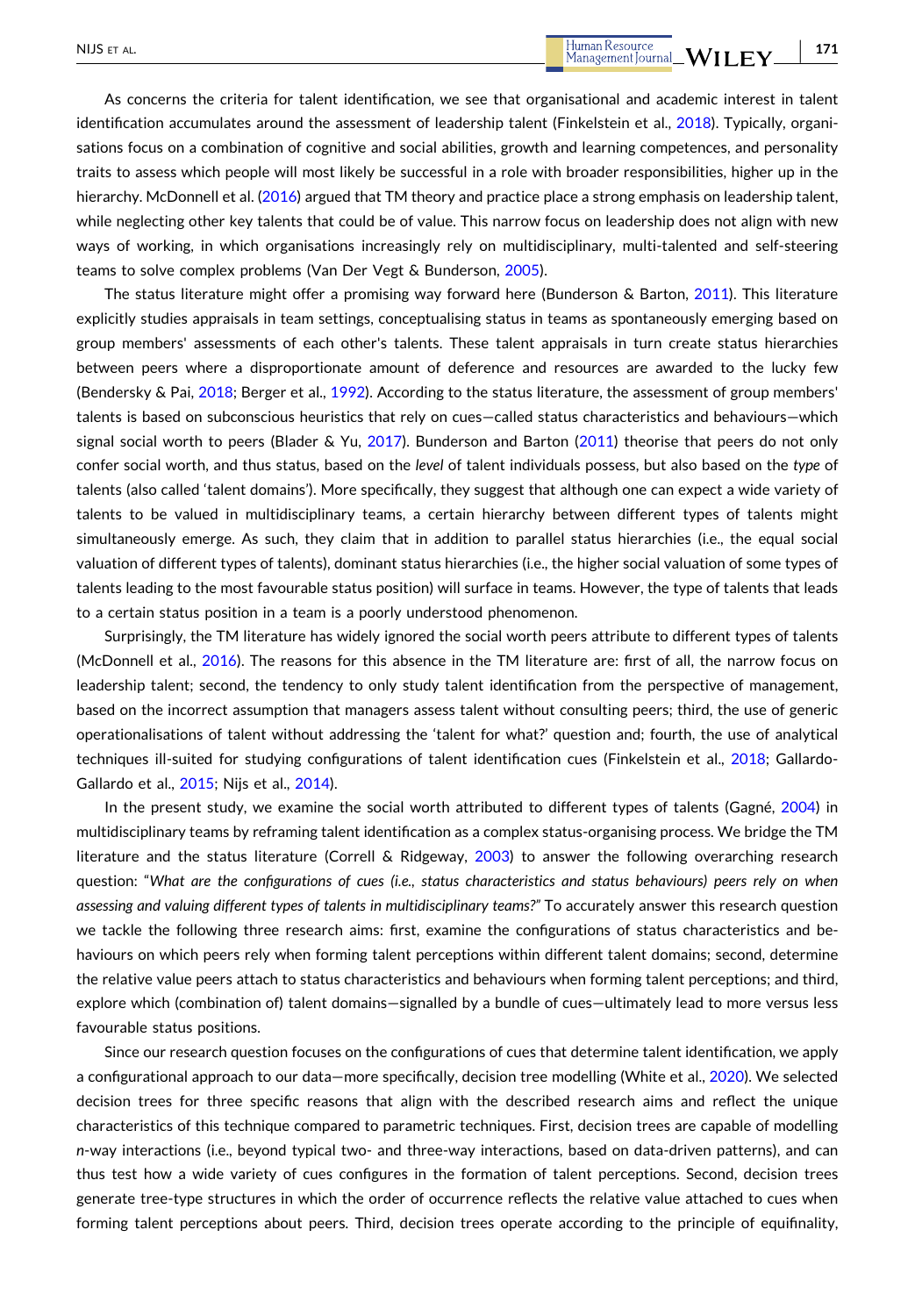As concerns the criteria for talent identification, we see that organisational and academic interest in talent identification accumulates around the assessment of leadership talent (Finkelstein et al., 2018). Typically, organisations focus on a combination of cognitive and social abilities, growth and learning competences, and personality traits to assess which people will most likely be successful in a role with broader responsibilities, higher up in the hierarchy. McDonnell et al. (2016) argued that TM theory and practice place a strong emphasis on leadership talent, while neglecting other key talents that could be of value. This narrow focus on leadership does not align with new ways of working, in which organisations increasingly rely on multidisciplinary, multi-talented and self-steering teams to solve complex problems (Van Der Vegt & Bunderson, 2005).

The status literature might offer a promising way forward here (Bunderson & Barton, 2011). This literature explicitly studies appraisals in team settings, conceptualising status in teams as spontaneously emerging based on group members' assessments of each other's talents. These talent appraisals in turn create status hierarchies between peers where a disproportionate amount of deference and resources are awarded to the lucky few (Bendersky & Pai, 2018; Berger et al., 1992). According to the status literature, the assessment of group members' talents is based on subconscious heuristics that rely on cues—called status characteristics and behaviours—which signal social worth to peers (Blader & Yu, 2017). Bunderson and Barton (2011) theorise that peers do not only confer social worth, and thus status, based on the *level* of talent individuals possess, but also based on the *type* of talents (also called 'talent domains'). More specifically, they suggest that although one can expect a wide variety of talents to be valued in multidisciplinary teams, a certain hierarchy between different types of talents might simultaneously emerge. As such, they claim that in addition to parallel status hierarchies (i.e., the equal social valuation of different types of talents), dominant status hierarchies (i.e., the higher social valuation of some types of talents leading to the most favourable status position) will surface in teams. However, the type of talents that leads to a certain status position in a team is a poorly understood phenomenon.

Surprisingly, the TM literature has widely ignored the social worth peers attribute to different types of talents (McDonnell et al., 2016). The reasons for this absence in the TM literature are: first of all, the narrow focus on leadership talent; second, the tendency to only study talent identification from the perspective of management, based on the incorrect assumption that managers assess talent without consulting peers; third, the use of generic operationalisations of talent without addressing the 'talent for what?' question and; fourth, the use of analytical techniques ill-suited for studying configurations of talent identification cues (Finkelstein et al., 2018; Gallardo-Gallardo et al., 2015; Nijs et al., 2014).

In the present study, we examine the social worth attributed to different types of talents (Gagné, 2004) in multidisciplinary teams by reframing talent identification as a complex status-organising process. We bridge the TM literature and the status literature (Correll & Ridgeway, 2003) to answer the following overarching research question: "*What are the configurations of cues (i.e., status characteristics and status behaviours) peers rely on when assessing and valuing different types of talents in multidisciplinary teams?*" To accurately answer this research question we tackle the following three research aims: first, examine the configurations of status characteristics and behaviours on which peers rely when forming talent perceptions within different talent domains; second, determine the relative value peers attach to status characteristics and behaviours when forming talent perceptions; and third, explore which (combination of) talent domains—signalled by a bundle of cues—ultimately lead to more versus less favourable status positions.

Since our research question focuses on the configurations of cues that determine talent identification, we apply a configurational approach to our data—more specifically, decision tree modelling (White et al., 2020). We selected decision trees for three specific reasons that align with the described research aims and reflect the unique characteristics of this technique compared to parametric techniques. First, decision trees are capable of modelling *n*-way interactions (i.e., beyond typical two- and three-way interactions, based on data-driven patterns), and can thus test how a wide variety of cues configures in the formation of talent perceptions. Second, decision trees generate tree-type structures in which the order of occurrence reflects the relative value attached to cues when forming talent perceptions about peers. Third, decision trees operate according to the principle of equifinality,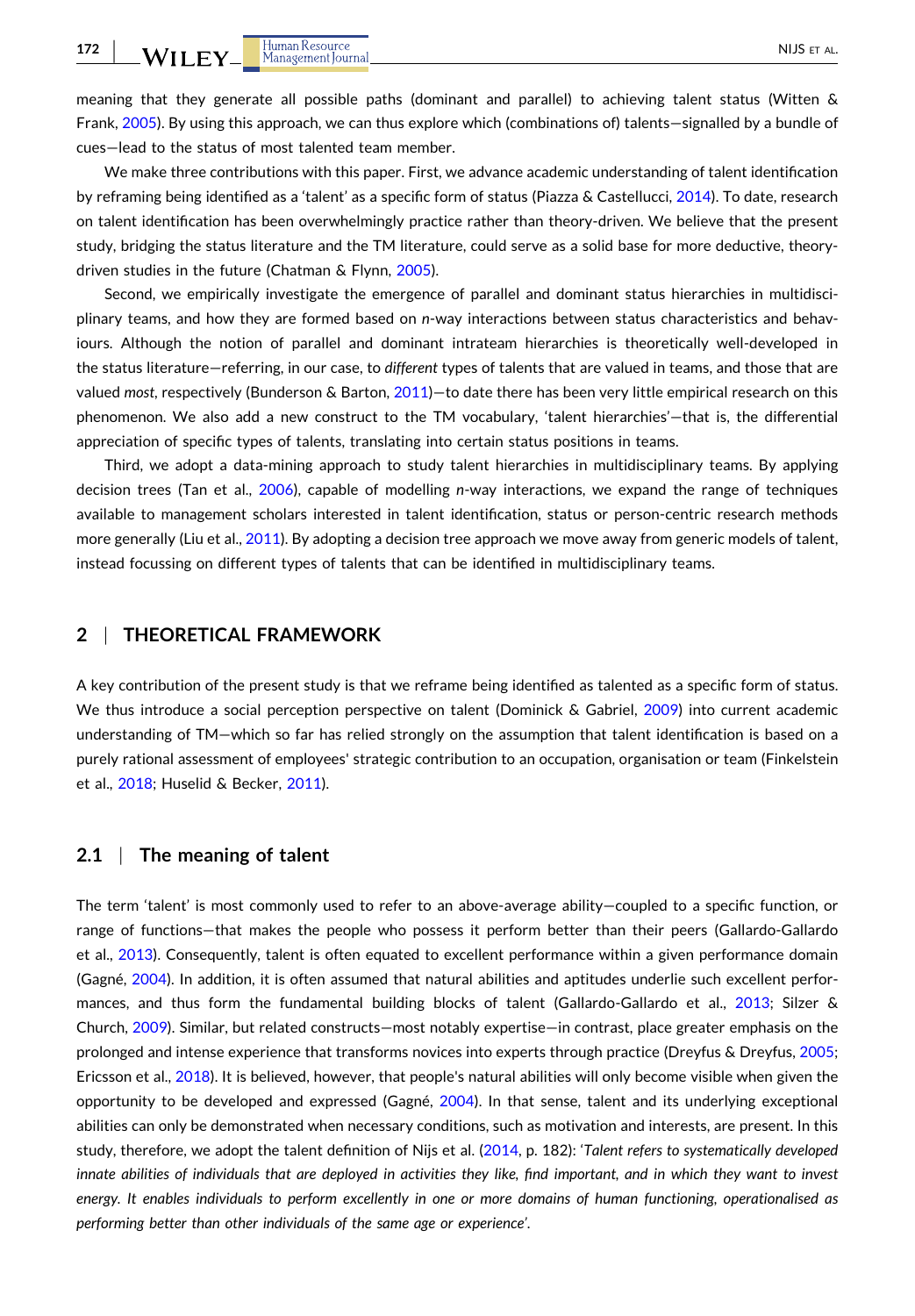meaning that they generate all possible paths (dominant and parallel) to achieving talent status (Witten & Frank, 2005). By using this approach, we can thus explore which (combinations of) talents—signalled by a bundle of cues—lead to the status of most talented team member.

We make three contributions with this paper. First, we advance academic understanding of talent identification by reframing being identified as a 'talent' as a specific form of status (Piazza & Castellucci, 2014). To date, research on talent identification has been overwhelmingly practice rather than theory-driven. We believe that the present study, bridging the status literature and the TM literature, could serve as a solid base for more deductive, theory-driven studies in the future (Chatman & Flynn, 2005).

Second, we empirically investigate the emergence of parallel and dominant status hierarchies in multidisciplinary teams, and how they are formed based on *n*-way interactions between status characteristics and behaviours. Although the notion of parallel and dominant intrateam hierarchies is theoretically well-developed in the status literature—referring, in our case, to *different* types of talents that are valued in teams, and those that are valued *most*, respectively (Bunderson & Barton, 2011)—to date there has been very little empirical research on this phenomenon. We also add a new construct to the TM vocabulary, 'talent hierarchies'—that is, the differential appreciation of specific types of talents, translating into certain status positions in teams.

Third, we adopt a data-mining approach to study talent hierarchies in multidisciplinary teams. By applying decision trees (Tan et al., 2006), capable of modelling *n*-way interactions, we expand the range of techniques available to management scholars interested in talent identification, status or person-centric research methods more generally (Liu et al., 2011). By adopting a decision tree approach we move away from generic models of talent, instead focussing on different types of talents that can be identified in multidisciplinary teams.

## 2 | THEORETICAL FRAMEWORK

A key contribution of the present study is that we reframe being identified as talented as a specific form of status. We thus introduce a social perception perspective on talent (Dominick & Gabriel, 2009) into current academic understanding of TM—which so far has relied strongly on the assumption that talent identification is based on a purely rational assessment of employees' strategic contribution to an occupation, organisation or team (Finkelstein et al., 2018; Huselid & Becker, 2011).

### 2.1 | The meaning of talent

The term 'talent' is most commonly used to refer to an above-average ability—coupled to a specific function, or range of functions—that makes the people who possess it perform better than their peers (Gallardo-Gallardo et al., 2013). Consequently, talent is often equated to excellent performance within a given performance domain (Gagné, 2004). In addition, it is often assumed that natural abilities and aptitudes underlie such excellent performances, and thus form the fundamental building blocks of talent (Gallardo-Gallardo et al., 2013; Silzer & Church, 2009). Similar, but related constructs—most notably expertise—in contrast, place greater emphasis on the prolonged and intense experience that transforms novices into experts through practice (Dreyfus & Dreyfus, 2005; Ericsson et al., 2018). It is believed, however, that people's natural abilities will only become visible when given the opportunity to be developed and expressed (Gagné, 2004). In that sense, talent and its underlying exceptional abilities can only be demonstrated when necessary conditions, such as motivation and interests, are present. In this study, therefore, we adopt the talent definition of Nijs et al. (2014, p. 182): '*Talent refers to systematically developed innate abilities of individuals that are deployed in activities they like, find important, and in which they want to invest energy. It enables individuals to perform excellently in one or more domains of human functioning, operationalised as performing better than other individuals of the same age or experience*'.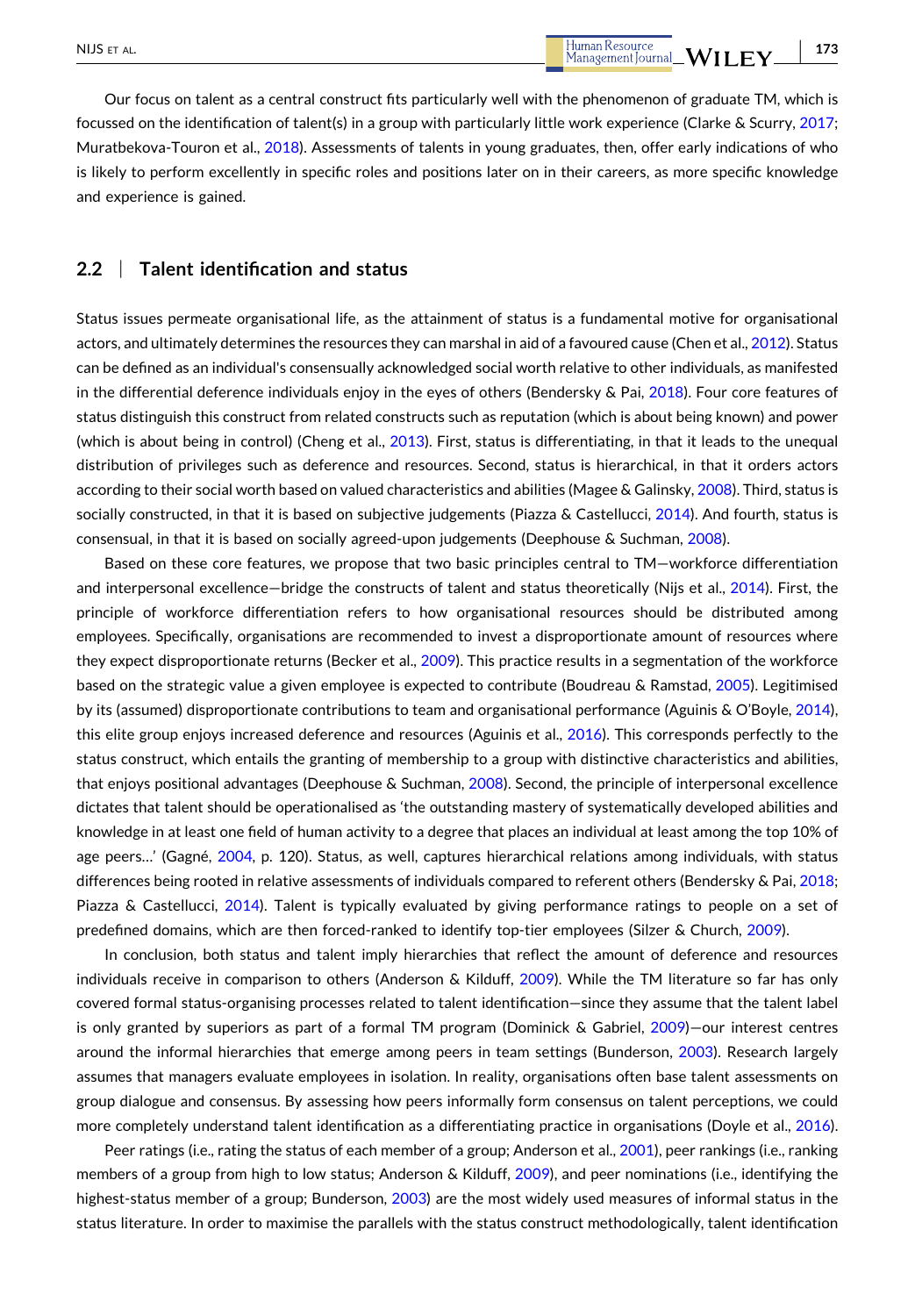Our focus on talent as a central construct fits particularly well with the phenomenon of graduate TM, which is focussed on the identification of talent(s) in a group with particularly little work experience (Clarke & Scurry, 2017; Muratbekova-Touron et al., 2018). Assessments of talents in young graduates, then, offer early indications of who is likely to perform excellently in specific roles and positions later on in their careers, as more specific knowledge and experience is gained.

## 2.2 | Talent identification and status

Status issues permeate organisational life, as the attainment of status is a fundamental motive for organisational actors, and ultimately determines the resources they can marshal in aid of a favoured cause (Chen et al., 2012). Status can be defined as an individual's consensually acknowledged social worth relative to other individuals, as manifested in the differential deference individuals enjoy in the eyes of others (Bendersky & Pai, 2018). Four core features of status distinguish this construct from related constructs such as reputation (which is about being known) and power (which is about being in control) (Cheng et al., 2013). First, status is differentiating, in that it leads to the unequal distribution of privileges such as deference and resources. Second, status is hierarchical, in that it orders actors according to their social worth based on valued characteristics and abilities (Magee & Galinsky, 2008). Third, status is socially constructed, in that it is based on subjective judgements (Piazza & Castellucci, 2014). And fourth, status is consensual, in that it is based on socially agreed-upon judgements (Deephouse & Suchman, 2008).

Based on these core features, we propose that two basic principles central to TM—workforce differentiation and interpersonal excellence—bridge the constructs of talent and status theoretically (Nijs et al., 2014). First, the principle of workforce differentiation refers to how organisational resources should be distributed among employees. Specifically, organisations are recommended to invest a disproportionate amount of resources where they expect disproportionate returns (Becker et al., 2009). This practice results in a segmentation of the workforce based on the strategic value a given employee is expected to contribute (Boudreau & Ramstad, 2005). Legitimised by its (assumed) disproportionate contributions to team and organisational performance (Aguinis & O'Boyle, 2014), this elite group enjoys increased deference and resources (Aguinis et al., 2016). This corresponds perfectly to the status construct, which entails the granting of membership to a group with distinctive characteristics and abilities, that enjoys positional advantages (Deephouse & Suchman, 2008). Second, the principle of interpersonal excellence dictates that talent should be operationalised as 'the outstanding mastery of systematically developed abilities and knowledge in at least one field of human activity to a degree that places an individual at least among the top 10% of age peers…' (Gagné, 2004, p. 120). Status, as well, captures hierarchical relations among individuals, with status differences being rooted in relative assessments of individuals compared to referent others (Bendersky & Pai, 2018; Piazza & Castellucci, 2014). Talent is typically evaluated by giving performance ratings to people on a set of predefined domains, which are then forced-ranked to identify top-tier employees (Silzer & Church, 2009).

In conclusion, both status and talent imply hierarchies that reflect the amount of deference and resources individuals receive in comparison to others (Anderson & Kilduff, 2009). While the TM literature so far has only covered formal status-organising processes related to talent identification—since they assume that the talent label is only granted by superiors as part of a formal TM program (Dominick & Gabriel, 2009)—our interest centres around the informal hierarchies that emerge among peers in team settings (Bunderson, 2003). Research largely assumes that managers evaluate employees in isolation. In reality, organisations often base talent assessments on group dialogue and consensus. By assessing how peers informally form consensus on talent perceptions, we could more completely understand talent identification as a differentiating practice in organisations (Doyle et al., 2016).

Peer ratings (i.e., rating the status of each member of a group; Anderson et al., 2001), peer rankings (i.e., ranking members of a group from high to low status; Anderson & Kilduff, 2009), and peer nominations (i.e., identifying the highest-status member of a group; Bunderson, 2003) are the most widely used measures of informal status in the status literature. In order to maximise the parallels with the status construct methodologically, talent identification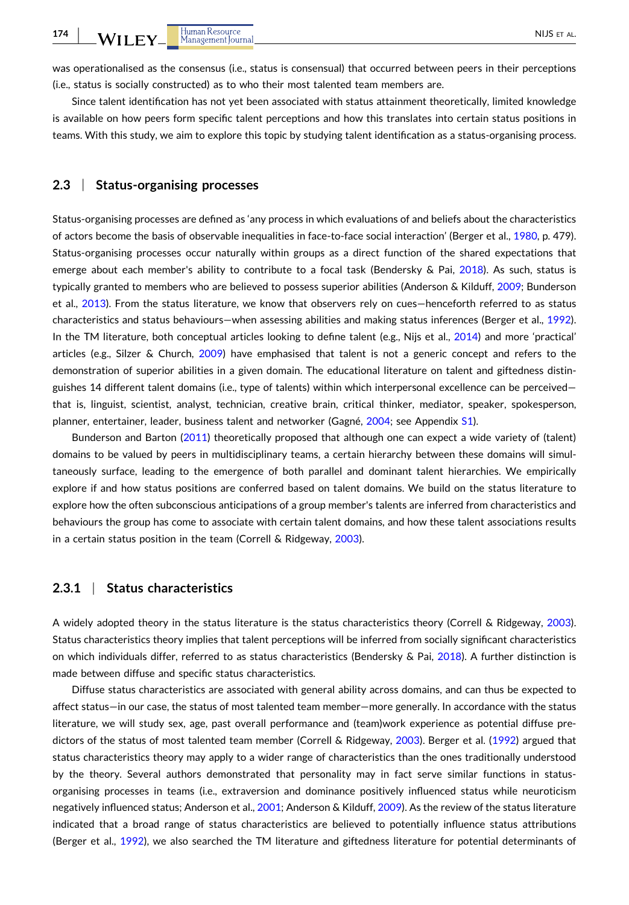was operationalised as the consensus (i.e., status is consensual) that occurred between peers in their perceptions (i.e., status is socially constructed) as to who their most talented team members are.

Since talent identification has not yet been associated with status attainment theoretically, limited knowledge is available on how peers form specific talent perceptions and how this translates into certain status positions in teams. With this study, we aim to explore this topic by studying talent identification as a status-organising process.

### 2.3 | Status-organising processes

Status-organising processes are defined as 'any process in which evaluations of and beliefs about the characteristics of actors become the basis of observable inequalities in face-to-face social interaction' (Berger et al., 1980, p. 479). Status-organising processes occur naturally within groups as a direct function of the shared expectations that emerge about each member's ability to contribute to a focal task (Bendersky & Pai, 2018). As such, status is typically granted to members who are believed to possess superior abilities (Anderson & Kilduff, 2009; Bunderson et al., 2013). From the status literature, we know that observers rely on cues—henceforth referred to as status characteristics and status behaviours—when assessing abilities and making status inferences (Berger et al., 1992). In the TM literature, both conceptual articles looking to define talent (e.g., Nijs et al., 2014) and more 'practical' articles (e.g., Silzer & Church, 2009) have emphasised that talent is not a generic concept and refers to the demonstration of superior abilities in a given domain. The educational literature on talent and giftedness distinguishes 14 different talent domains (i.e., type of talents) within which interpersonal excellence can be perceived—that is, linguist, scientist, analyst, technician, creative brain, critical thinker, mediator, speaker, spokesperson, planner, entertainer, leader, business talent and networker (Gagné, 2004; see Appendix S1).

Bunderson and Barton (2011) theoretically proposed that although one can expect a wide variety of (talent) domains to be valued by peers in multidisciplinary teams, a certain hierarchy between these domains will simultaneously surface, leading to the emergence of both parallel and dominant talent hierarchies. We empirically explore if and how status positions are conferred based on talent domains. We build on the status literature to explore how the often subconscious anticipations of a group member's talents are inferred from characteristics and behaviours the group has come to associate with certain talent domains, and how these talent associations results in a certain status position in the team (Correll & Ridgeway, 2003).

#### 2.3.1 | Status characteristics

A widely adopted theory in the status literature is the status characteristics theory (Correll & Ridgeway, 2003). Status characteristics theory implies that talent perceptions will be inferred from socially significant characteristics on which individuals differ, referred to as status characteristics (Bendersky & Pai, 2018). A further distinction is made between diffuse and specific status characteristics.

Diffuse status characteristics are associated with general ability across domains, and can thus be expected to affect status—in our case, the status of most talented team member—more generally. In accordance with the status literature, we will study sex, age, past overall performance and (team)work experience as potential diffuse predictors of the status of most talented team member (Correll & Ridgeway, 2003). Berger et al. (1992) argued that status characteristics theory may apply to a wider range of characteristics than the ones traditionally understood by the theory. Several authors demonstrated that personality may in fact serve similar functions in status-organising processes in teams (i.e., extraversion and dominance positively influenced status while neuroticism negatively influenced status; Anderson et al., 2001; Anderson & Kilduff, 2009). As the review of the status literature indicated that a broad range of status characteristics are believed to potentially influence status attributions (Berger et al., 1992), we also searched the TM literature and giftedness literature for potential determinants of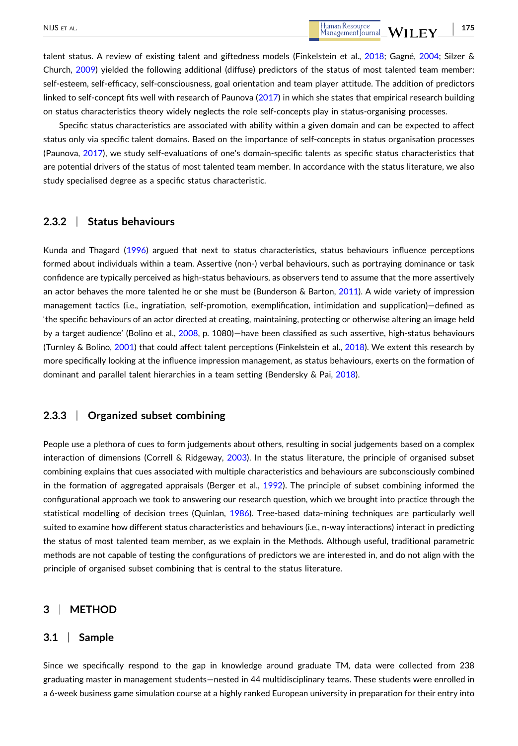talent status. A review of existing talent and giftedness models (Finkelstein et al., 2018; Gagné, 2004; Silzer & Church, 2009) yielded the following additional (diffuse) predictors of the status of most talented team member: self-esteem, self-efficacy, self-consciousness, goal orientation and team player attitude. The addition of predictors linked to self-concept fits well with research of Paunova (2017) in which she states that empirical research building on status characteristics theory widely neglects the role self-concepts play in status-organising processes.

Specific status characteristics are associated with ability within a given domain and can be expected to affect status only via specific talent domains. Based on the importance of self-concepts in status organisation processes (Paunova, 2017), we study self-evaluations of one's domain-specific talents as specific status characteristics that are potential drivers of the status of most talented team member. In accordance with the status literature, we also study specialised degree as a specific status characteristic.

### 2.3.2 | Status behaviours

Kunda and Thagard (1996) argued that next to status characteristics, status behaviours influence perceptions formed about individuals within a team. Assertive (non-) verbal behaviours, such as portraying dominance or task confidence are typically perceived as high-status behaviours, as observers tend to assume that the more assertively an actor behaves the more talented he or she must be (Bunderson & Barton, 2011). A wide variety of impression management tactics (i.e., ingratiation, self-promotion, exemplification, intimidation and supplication)—defined as 'the specific behaviours of an actor directed at creating, maintaining, protecting or otherwise altering an image held by a target audience' (Bolino et al., 2008, p. 1080)—have been classified as such assertive, high-status behaviours (Turnley & Bolino, 2001) that could affect talent perceptions (Finkelstein et al., 2018). We extent this research by more specifically looking at the influence impression management, as status behaviours, exerts on the formation of dominant and parallel talent hierarchies in a team setting (Bendersky & Pai, 2018).

### 2.3.3 | Organized subset combining

People use a plethora of cues to form judgements about others, resulting in social judgements based on a complex interaction of dimensions (Correll & Ridgeway, 2003). In the status literature, the principle of organised subset combining explains that cues associated with multiple characteristics and behaviours are subconsciously combined in the formation of aggregated appraisals (Berger et al., 1992). The principle of subset combining informed the configurational approach we took to answering our research question, which we brought into practice through the statistical modelling of decision trees (Quinlan, 1986). Tree-based data-mining techniques are particularly well suited to examine how different status characteristics and behaviours (i.e., n-way interactions) interact in predicting the status of most talented team member, as we explain in the Methods. Although useful, traditional parametric methods are not capable of testing the configurations of predictors we are interested in, and do not align with the principle of organised subset combining that is central to the status literature.

## 3 | METHOD

### 3.1 | Sample

Since we specifically respond to the gap in knowledge around graduate TM, data were collected from 238 graduating master in management students—nested in 44 multidisciplinary teams. These students were enrolled in a 6-week business game simulation course at a highly ranked European university in preparation for their entry into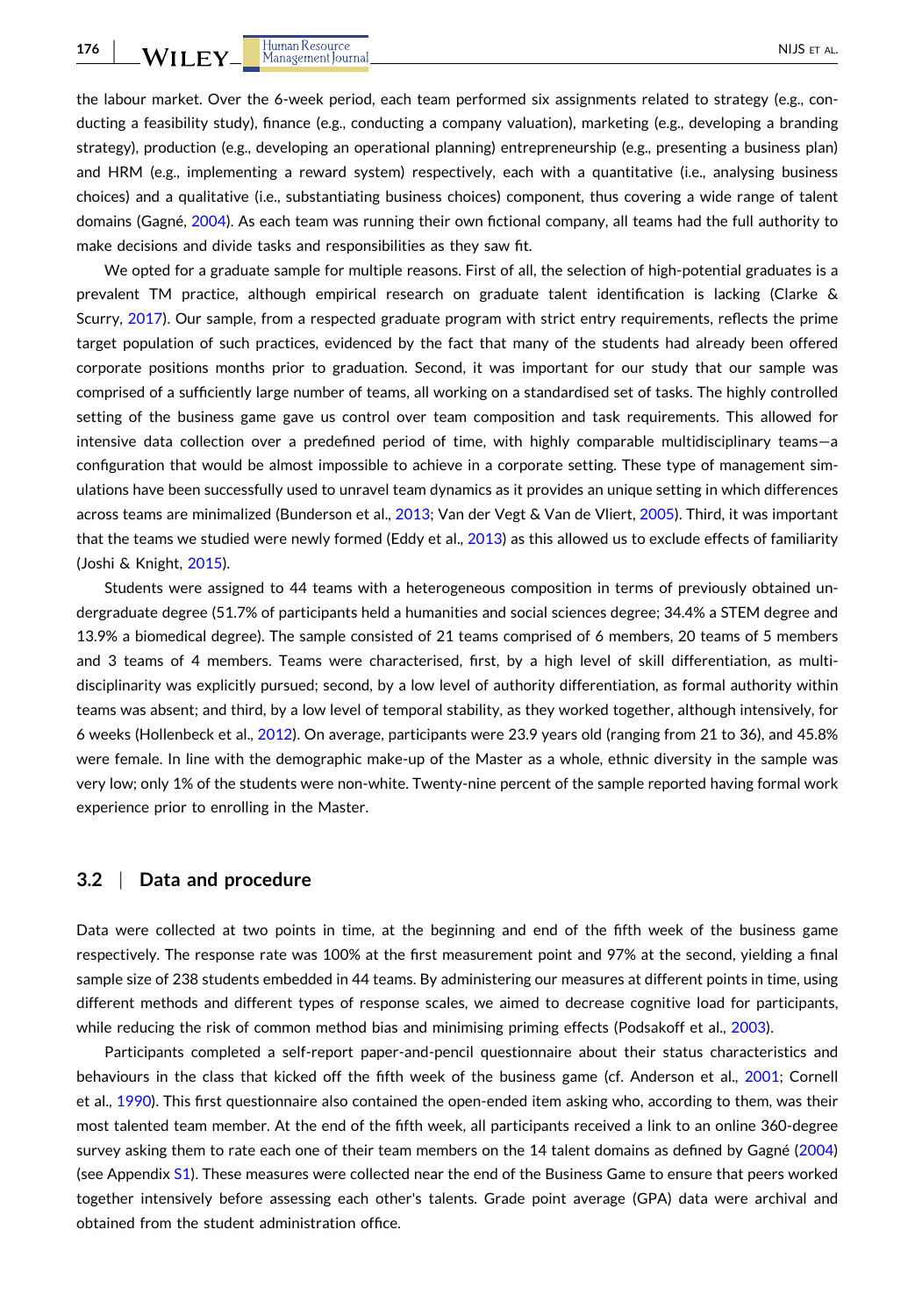the labour market. Over the 6-week period, each team performed six assignments related to strategy (e.g., conducting a feasibility study), finance (e.g., conducting a company valuation), marketing (e.g., developing a branding strategy), production (e.g., developing an operational planning) entrepreneurship (e.g., presenting a business plan) and HRM (e.g., implementing a reward system) respectively, each with a quantitative (i.e., analysing business choices) and a qualitative (i.e., substantiating business choices) component, thus covering a wide range of talent domains (Gagné, 2004). As each team was running their own fictional company, all teams had the full authority to make decisions and divide tasks and responsibilities as they saw fit.

We opted for a graduate sample for multiple reasons. First of all, the selection of high-potential graduates is a prevalent TM practice, although empirical research on graduate talent identification is lacking (Clarke & Scurry, 2017). Our sample, from a respected graduate program with strict entry requirements, reflects the prime target population of such practices, evidenced by the fact that many of the students had already been offered corporate positions months prior to graduation. Second, it was important for our study that our sample was comprised of a sufficiently large number of teams, all working on a standardised set of tasks. The highly controlled setting of the business game gave us control over team composition and task requirements. This allowed for intensive data collection over a predefined period of time, with highly comparable multidisciplinary teams—a configuration that would be almost impossible to achieve in a corporate setting. These type of management simulations have been successfully used to unravel team dynamics as it provides an unique setting in which differences across teams are minimalized (Bunderson et al., 2013; Van der Vegt & Van de Vliert, 2005). Third, it was important that the teams we studied were newly formed (Eddy et al., 2013) as this allowed us to exclude effects of familiarity (Joshi & Knight, 2015).

Students were assigned to 44 teams with a heterogeneous composition in terms of previously obtained undergraduate degree (51.7% of participants held a humanities and social sciences degree; 34.4% a STEM degree and 13.9% a biomedical degree). The sample consisted of 21 teams comprised of 6 members, 20 teams of 5 members and 3 teams of 4 members. Teams were characterised, first, by a high level of skill differentiation, as multidisciplinarity was explicitly pursued; second, by a low level of authority differentiation, as formal authority within teams was absent; and third, by a low level of temporal stability, as they worked together, although intensively, for 6 weeks (Hollenbeck et al., 2012). On average, participants were 23.9 years old (ranging from 21 to 36), and 45.8% were female. In line with the demographic make-up of the Master as a whole, ethnic diversity in the sample was very low; only 1% of the students were non-white. Twenty-nine percent of the sample reported having formal work experience prior to enrolling in the Master.

### 3.2 | Data and procedure

Data were collected at two points in time, at the beginning and end of the fifth week of the business game respectively. The response rate was 100% at the first measurement point and 97% at the second, yielding a final sample size of 238 students embedded in 44 teams. By administering our measures at different points in time, using different methods and different types of response scales, we aimed to decrease cognitive load for participants, while reducing the risk of common method bias and minimising priming effects (Podsakoff et al., 2003).

Participants completed a self-report paper-and-pencil questionnaire about their status characteristics and behaviours in the class that kicked off the fifth week of the business game (cf. Anderson et al., 2001; Cornell et al., 1990). This first questionnaire also contained the open-ended item asking who, according to them, was their most talented team member. At the end of the fifth week, all participants received a link to an online 360-degree survey asking them to rate each one of their team members on the 14 talent domains as defined by Gagné (2004) (see Appendix S1). These measures were collected near the end of the Business Game to ensure that peers worked together intensively before assessing each other's talents. Grade point average (GPA) data were archival and obtained from the student administration office.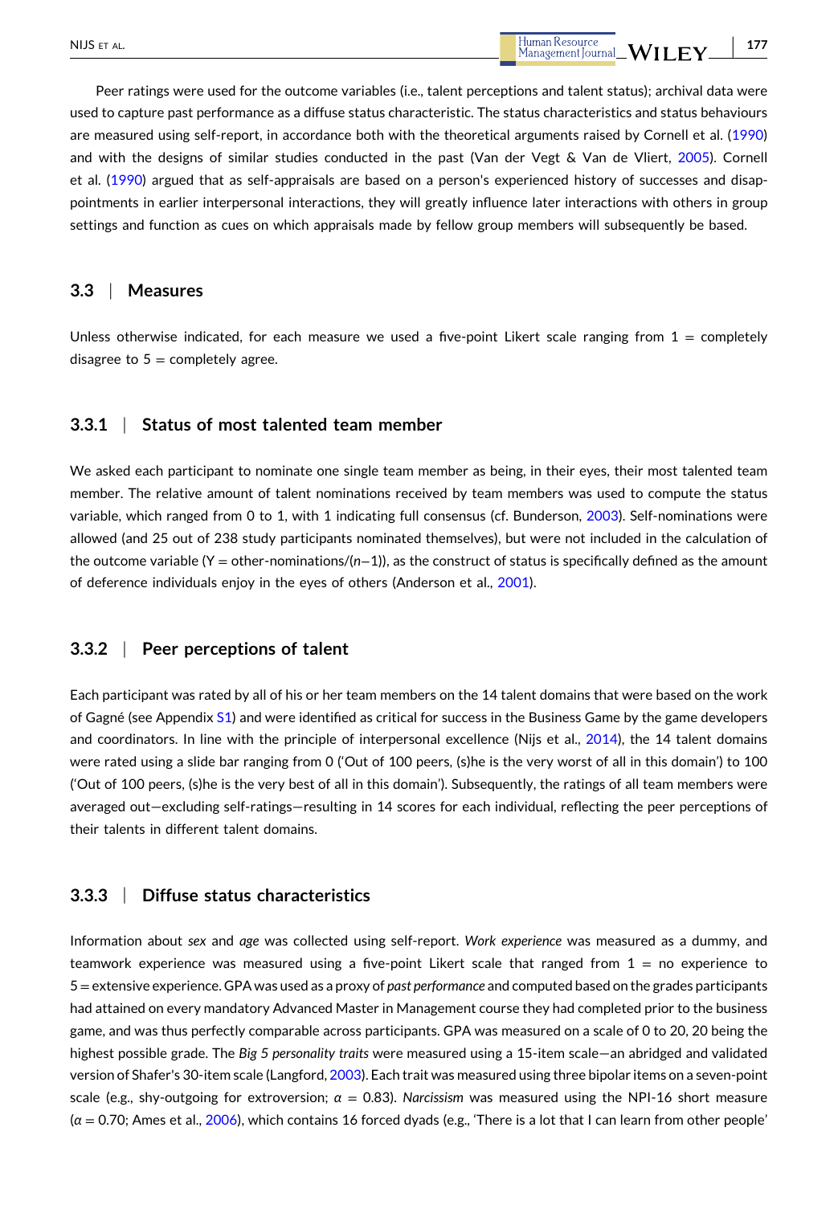Peer ratings were used for the outcome variables (i.e., talent perceptions and talent status); archival data were used to capture past performance as a diffuse status characteristic. The status characteristics and status behaviours are measured using self-report, in accordance both with the theoretical arguments raised by Cornell et al. (1990) and with the designs of similar studies conducted in the past (Van der Vegt & Van de Vliert, 2005). Cornell et al. (1990) argued that as self-appraisals are based on a person's experienced history of successes and disappointments in earlier interpersonal interactions, they will greatly influence later interactions with others in group settings and function as cues on which appraisals made by fellow group members will subsequently be based.

## 3.3 | Measures

Unless otherwise indicated, for each measure we used a five-point Likert scale ranging from 1 = completely disagree to 5 = completely agree.

### 3.3.1 | Status of most talented team member

We asked each participant to nominate one single team member as being, in their eyes, their most talented team member. The relative amount of talent nominations received by team members was used to compute the status variable, which ranged from 0 to 1, with 1 indicating full consensus (cf. Bunderson, 2003). Self-nominations were allowed (and 25 out of 238 study participants nominated themselves), but were not included in the calculation of the outcome variable ($Y = \text{other-nominations}/(n-1)$), as the construct of status is specifically defined as the amount of deference individuals enjoy in the eyes of others (Anderson et al., 2001).

### 3.3.2 | Peer perceptions of talent

Each participant was rated by all of his or her team members on the 14 talent domains that were based on the work of Gagné (see Appendix S1) and were identified as critical for success in the Business Game by the game developers and coordinators. In line with the principle of interpersonal excellence (Nijs et al., 2014), the 14 talent domains were rated using a slide bar ranging from 0 ('Out of 100 peers, (s)he is the very worst of all in this domain') to 100 ('Out of 100 peers, (s)he is the very best of all in this domain'). Subsequently, the ratings of all team members were averaged out—excluding self-ratings—resulting in 14 scores for each individual, reflecting the peer perceptions of their talents in different talent domains.

### 3.3.3 | Diffuse status characteristics

Information about *sex* and *age* was collected using self-report. *Work experience* was measured as a dummy, and teamwork experience was measured using a five-point Likert scale that ranged from 1 = no experience to 5 = extensive experience. GPA was used as a proxy of *past performance* and computed based on the grades participants had attained on every mandatory Advanced Master in Management course they had completed prior to the business game, and was thus perfectly comparable across participants. GPA was measured on a scale of 0 to 20, 20 being the highest possible grade. The *Big 5 personality traits* were measured using a 15-item scale—an abridged and validated version of Shafer's 30-item scale (Langford, 2003). Each trait was measured using three bipolar items on a seven-point scale (e.g., shy-outgoing for extroversion; $\alpha = 0.83$). *Narcissism* was measured using the NPI-16 short measure ($\alpha = 0.70$; Ames et al., 2006), which contains 16 forced dyads (e.g., 'There is a lot that I can learn from other people'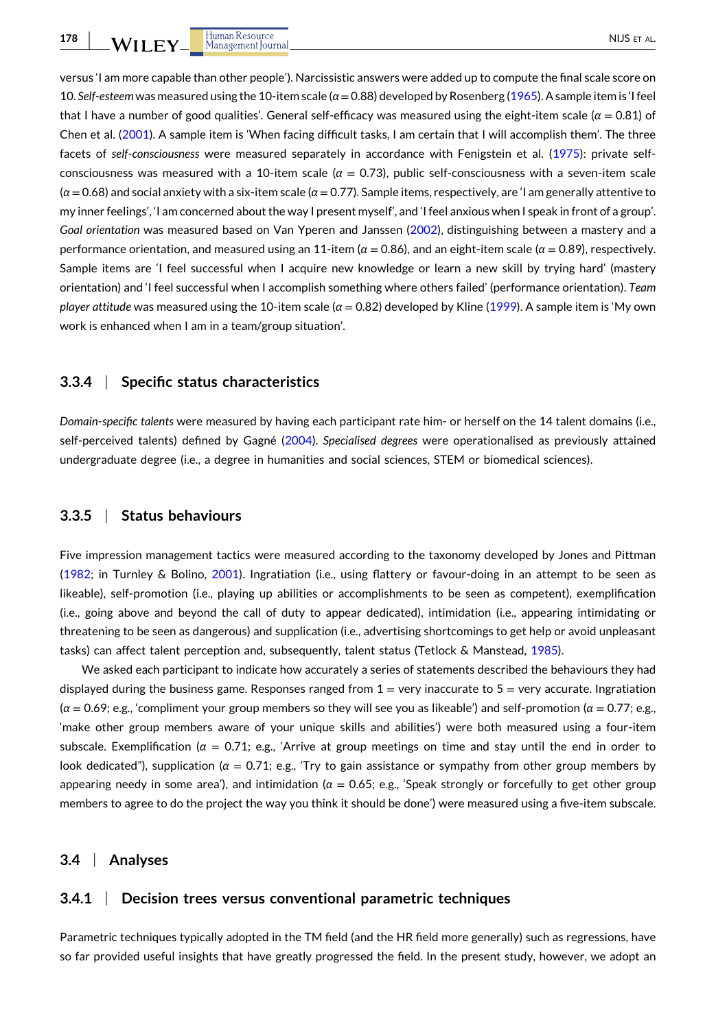versus 'I am more capable than other people'). Narcissistic answers were added up to compute the final scale score on 10. *Self-esteem* was measured using the 10-item scale ($\alpha = 0.88$) developed by Rosenberg (1965). A sample item is 'I feel that I have a number of good qualities'. General self-efficacy was measured using the eight-item scale ($\alpha = 0.81$) of Chen et al. (2001). A sample item is 'When facing difficult tasks, I am certain that I will accomplish them'. The three facets of *self-consciousness* were measured separately in accordance with Fenigstein et al. (1975): private self-consciousness was measured with a 10-item scale ($\alpha = 0.73$), public self-consciousness with a seven-item scale ($\alpha = 0.68$) and social anxiety with a six-item scale ($\alpha = 0.77$). Sample items, respectively, are 'I am generally attentive to my inner feelings', 'I am concerned about the way I present myself', and 'I feel anxious when I speak in front of a group'. *Goal orientation* was measured based on Van Yperen and Janssen (2002), distinguishing between a mastery and a performance orientation, and measured using an 11-item ($\alpha = 0.86$), and an eight-item scale ($\alpha = 0.89$), respectively. Sample items are 'I feel successful when I acquire new knowledge or learn a new skill by trying hard' (mastery orientation) and 'I feel successful when I accomplish something where others failed' (performance orientation). *Team player attitude* was measured using the 10-item scale ($\alpha = 0.82$) developed by Kline (1999). A sample item is 'My own work is enhanced when I am in a team/group situation'.

### 3.3.4 | Specific status characteristics

*Domain-specific talents* were measured by having each participant rate him- or herself on the 14 talent domains (i.e., self-perceived talents) defined by Gagné (2004). *Specialised degrees* were operationalised as previously attained undergraduate degree (i.e., a degree in humanities and social sciences, STEM or biomedical sciences).

### 3.3.5 | Status behaviours

Five impression management tactics were measured according to the taxonomy developed by Jones and Pittman (1982; in Turnley & Bolino, 2001). Ingratiation (i.e., using flattery or favour-doing in an attempt to be seen as likeable), self-promotion (i.e., playing up abilities or accomplishments to be seen as competent), exemplification (i.e., going above and beyond the call of duty to appear dedicated), intimidation (i.e., appearing intimidating or threatening to be seen as dangerous) and supplication (i.e., advertising shortcomings to get help or avoid unpleasant tasks) can affect talent perception and, subsequently, talent status (Tetlock & Manstead, 1985).

We asked each participant to indicate how accurately a series of statements described the behaviours they had displayed during the business game. Responses ranged from 1 = very inaccurate to 5 = very accurate. Ingratiation ($\alpha = 0.69$; e.g., 'compliment your group members so they will see you as likeable') and self-promotion ($\alpha = 0.77$; e.g., 'make other group members aware of your unique skills and abilities') were both measured using a four-item subscale. Exemplification ($\alpha = 0.71$; e.g., 'Arrive at group meetings on time and stay until the end in order to look dedicated"), supplication ($\alpha = 0.71$; e.g., 'Try to gain assistance or sympathy from other group members by appearing needy in some area'), and intimidation ($\alpha = 0.65$; e.g., 'Speak strongly or forcefully to get other group members to agree to do the project the way you think it should be done') were measured using a five-item subscale.

## 3.4 | Analyses

### 3.4.1 | Decision trees versus conventional parametric techniques

Parametric techniques typically adopted in the TM field (and the HR field more generally) such as regressions, have so far provided useful insights that have greatly progressed the field. In the present study, however, we adopt an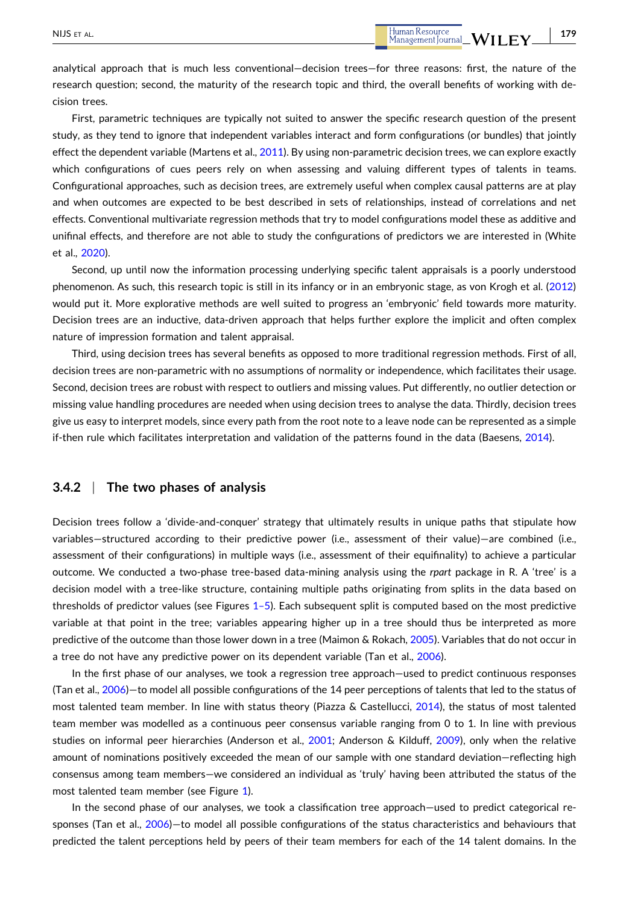analytical approach that is much less conventional—decision trees—for three reasons: first, the nature of the research question; second, the maturity of the research topic and third, the overall benefits of working with decision trees.

First, parametric techniques are typically not suited to answer the specific research question of the present study, as they tend to ignore that independent variables interact and form configurations (or bundles) that jointly effect the dependent variable (Martens et al., 2011). By using non-parametric decision trees, we can explore exactly which configurations of cues peers rely on when assessing and valuing different types of talents in teams. Configurational approaches, such as decision trees, are extremely useful when complex causal patterns are at play and when outcomes are expected to be best described in sets of relationships, instead of correlations and net effects. Conventional multivariate regression methods that try to model configurations model these as additive and unifinal effects, and therefore are not able to study the configurations of predictors we are interested in (White et al., 2020).

Second, up until now the information processing underlying specific talent appraisals is a poorly understood phenomenon. As such, this research topic is still in its infancy or in an embryonic stage, as von Krogh et al. (2012) would put it. More explorative methods are well suited to progress an 'embryonic' field towards more maturity. Decision trees are an inductive, data-driven approach that helps further explore the implicit and often complex nature of impression formation and talent appraisal.

Third, using decision trees has several benefits as opposed to more traditional regression methods. First of all, decision trees are non-parametric with no assumptions of normality or independence, which facilitates their usage. Second, decision trees are robust with respect to outliers and missing values. Put differently, no outlier detection or missing value handling procedures are needed when using decision trees to analyse the data. Thirdly, decision trees give us easy to interpret models, since every path from the root note to a leave node can be represented as a simple if-then rule which facilitates interpretation and validation of the patterns found in the data (Baesens, 2014).

### 3.4.2 | The two phases of analysis

Decision trees follow a 'divide-and-conquer' strategy that ultimately results in unique paths that stipulate how variables—structured according to their predictive power (i.e., assessment of their value)—are combined (i.e., assessment of their configurations) in multiple ways (i.e., assessment of their equifinality) to achieve a particular outcome. We conducted a two-phase tree-based data-mining analysis using the *rpart* package in R. A 'tree' is a decision model with a tree-like structure, containing multiple paths originating from splits in the data based on thresholds of predictor values (see Figures 1–5). Each subsequent split is computed based on the most predictive variable at that point in the tree; variables appearing higher up in a tree should thus be interpreted as more predictive of the outcome than those lower down in a tree (Maimon & Rokach, 2005). Variables that do not occur in a tree do not have any predictive power on its dependent variable (Tan et al., 2006).

In the first phase of our analyses, we took a regression tree approach—used to predict continuous responses (Tan et al., 2006)—to model all possible configurations of the 14 peer perceptions of talents that led to the status of most talented team member. In line with status theory (Piazza & Castellucci, 2014), the status of most talented team member was modelled as a continuous peer consensus variable ranging from 0 to 1. In line with previous studies on informal peer hierarchies (Anderson et al., 2001; Anderson & Kilduff, 2009), only when the relative amount of nominations positively exceeded the mean of our sample with one standard deviation—reflecting high consensus among team members—we considered an individual as 'truly' having been attributed the status of the most talented team member (see Figure 1).

In the second phase of our analyses, we took a classification tree approach—used to predict categorical responses (Tan et al., 2006)—to model all possible configurations of the status characteristics and behaviours that predicted the talent perceptions held by peers of their team members for each of the 14 talent domains. In the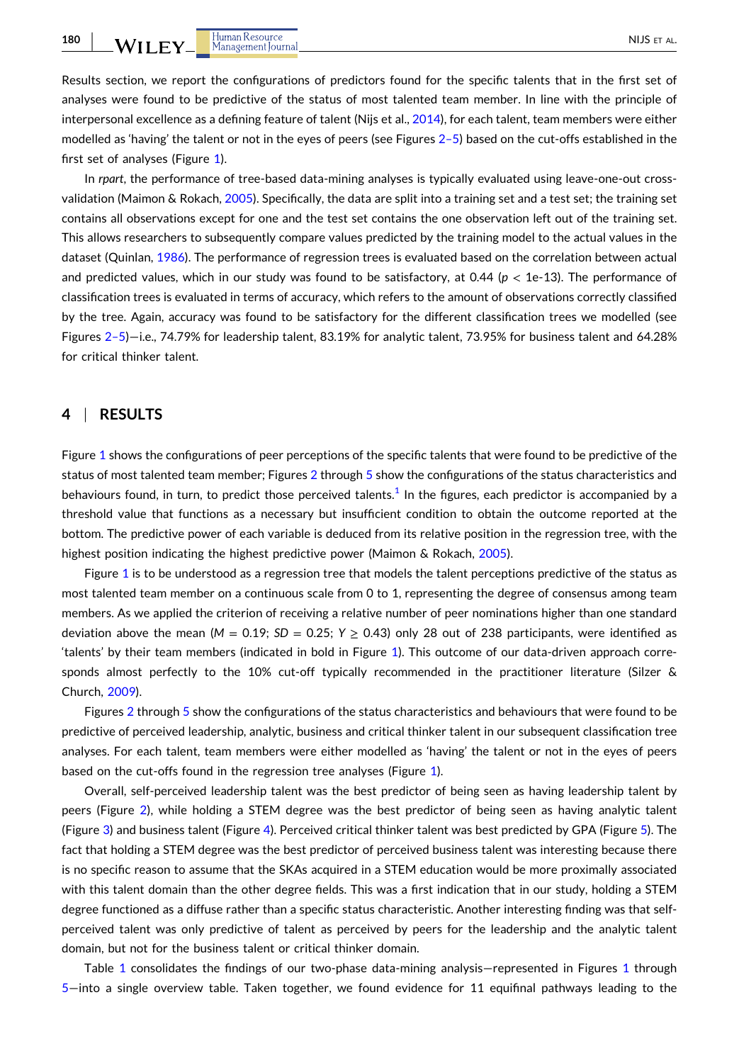Results section, we report the configurations of predictors found for the specific talents that in the first set of analyses were found to be predictive of the status of most talented team member. In line with the principle of interpersonal excellence as a defining feature of talent (Nijs et al., 2014), for each talent, team members were either modelled as 'having' the talent or not in the eyes of peers (see Figures 2–5) based on the cut-offs established in the first set of analyses (Figure 1).

In *rpart*, the performance of tree-based data-mining analyses is typically evaluated using leave-one-out cross-validation (Maimon & Rokach, 2005). Specifically, the data are split into a training set and a test set; the training set contains all observations except for one and the test set contains the one observation left out of the training set. This allows researchers to subsequently compare values predicted by the training model to the actual values in the dataset (Quinlan, 1986). The performance of regression trees is evaluated based on the correlation between actual and predicted values, which in our study was found to be satisfactory, at 0.44 ($p$ < 1e-13). The performance of classification trees is evaluated in terms of accuracy, which refers to the amount of observations correctly classified by the tree. Again, accuracy was found to be satisfactory for the different classification trees we modelled (see Figures 2–5)—i.e., 74.79% for leadership talent, 83.19% for analytic talent, 73.95% for business talent and 64.28% for critical thinker talent.

## 4 | RESULTS

Figure 1 shows the configurations of peer perceptions of the specific talents that were found to be predictive of the status of most talented team member; Figures 2 through 5 show the configurations of the status characteristics and behaviours found, in turn, to predict those perceived talents.[1] In the figures, each predictor is accompanied by a threshold value that functions as a necessary but insufficient condition to obtain the outcome reported at the bottom. The predictive power of each variable is deduced from its relative position in the regression tree, with the highest position indicating the highest predictive power (Maimon & Rokach, 2005).

Figure 1 is to be understood as a regression tree that models the talent perceptions predictive of the status as most talented team member on a continuous scale from 0 to 1, representing the degree of consensus among team members. As we applied the criterion of receiving a relative number of peer nominations higher than one standard deviation above the mean ($M$ = 0.19; $SD$ = 0.25; $Y \geq 0.43$) only 28 out of 238 participants, were identified as 'talents' by their team members (indicated in bold in Figure 1). This outcome of our data-driven approach corresponds almost perfectly to the 10% cut-off typically recommended in the practitioner literature (Silzer & Church, 2009).

Figures 2 through 5 show the configurations of the status characteristics and behaviours that were found to be predictive of perceived leadership, analytic, business and critical thinker talent in our subsequent classification tree analyses. For each talent, team members were either modelled as 'having' the talent or not in the eyes of peers based on the cut-offs found in the regression tree analyses (Figure 1).

Overall, self-perceived leadership talent was the best predictor of being seen as having leadership talent by peers (Figure 2), while holding a STEM degree was the best predictor of being seen as having analytic talent (Figure 3) and business talent (Figure 4). Perceived critical thinker talent was best predicted by GPA (Figure 5). The fact that holding a STEM degree was the best predictor of perceived business talent was interesting because there is no specific reason to assume that the SKAs acquired in a STEM education would be more proximally associated with this talent domain than the other degree fields. This was a first indication that in our study, holding a STEM degree functioned as a diffuse rather than a specific status characteristic. Another interesting finding was that self-perceived talent was only predictive of talent as perceived by peers for the leadership and the analytic talent domain, but not for the business talent or critical thinker domain.

Table 1 consolidates the findings of our two-phase data-mining analysis—represented in Figures 1 through 5—into a single overview table. Taken together, we found evidence for 11 equifinal pathways leading to the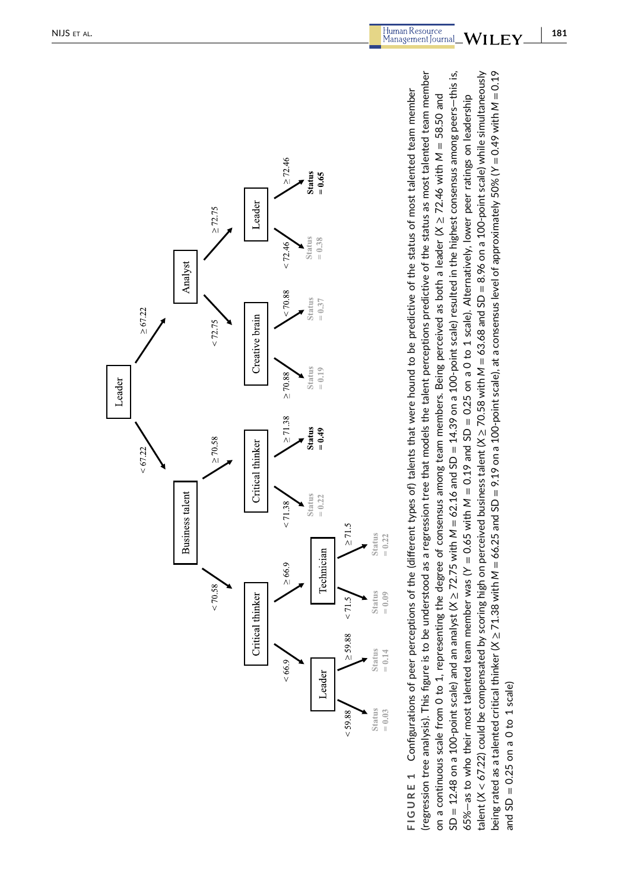- **Leader**
  - $< 67.22$: **Business talent**
    - $< 70.58$: **Critical thinker**
      - $< 66.9$: **Leader**
        - $< 59.88$: Status = 0.03
        - $\geq 59.88$: Status = 0.14
      - $\geq 66.9$: **Technician**
        - $< 71.5$: Status = 0.09
        - $\geq 71.5$: Status = 0.22
    - $\geq 70.58$: **Critical thinker**
      - $< 71.38$: Status = 0.22
      - $\geq 71.38$: **Status = 0.49**
  - $\geq 67.22$: **Analyst**
    - $< 72.75$: **Creative brain**
      - $\geq 70.88$: Status = 0.19
      - $< 70.88$: Status = 0.37
    - $\geq 72.75$: **Leader**
      - $< 72.46$: Status = 0.38
      - $\geq 72.46$: **Status = 0.65**

**FIGURE 1** Configurations of peer perceptions of the (different types of) talents that were found to be predictive of the status of most talented team member (regression tree analysis). This figure is to be understood as a regression tree that models the talent perceptions predictive of the status as most talented team member on a continuous scale from 0 to 1, representing the degree of consensus among team members. Being perceived as both a leader ($X \geq 72.46$ with $M = 58.50$ and $SD = 12.48$ on a 100-point scale) and an analyst ($X \geq 72.75$ with $M = 62.16$ and $SD = 14.39$ on a 100-point scale) resulted in the highest consensus among peers—this is, 65%—as to who their most talented team member was ($Y = 0.65$ with $M = 0.19$ and $SD = 0.25$ on a 0 to 1 scale). Alternatively, lower peer ratings on leadership talent ($X < 67.22$) could be compensated by scoring high on perceived business talent ($X \geq 70.58$ with $M = 63.68$ and $SD = 8.96$ on a 100-point scale) while simultaneously being rated as a talented critical thinker ($X \geq 71.38$ with $M = 66.25$ and $SD = 9.19$ on a 100-point scale), at a consensus level of approximately 50% ($Y = 0.49$ with $M = 0.19$ and $SD = 0.25$ on a 0 to 1 scale)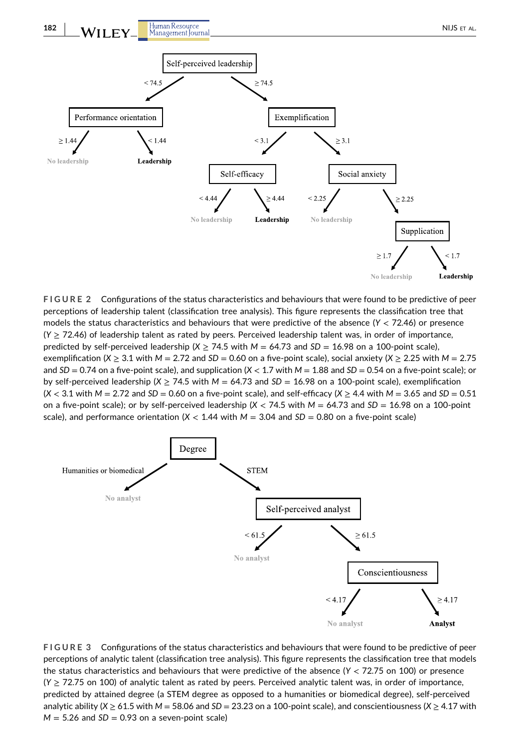**FIGURE 2** Configurations of the status characteristics and behaviours that were found to be predictive of peer perceptions of leadership talent (classification tree analysis). This figure represents the classification tree that models the status characteristics and behaviours that were predictive of the absence ($Y < 72.46$) or presence ($Y \geq 72.46$) of leadership talent as rated by peers. Perceived leadership talent was, in order of importance, predicted by self-perceived leadership ($X \geq 74.5$ with $M = 64.73$ and $SD = 16.98$ on a 100-point scale), exemplification ($X \geq 3.1$ with $M = 2.72$ and $SD = 0.60$ on a five-point scale), social anxiety ($X \geq 2.25$ with $M = 2.75$ and $SD = 0.74$ on a five-point scale), and supplication ($X < 1.7$ with $M = 1.88$ and $SD = 0.54$ on a five-point scale); or by self-perceived leadership ($X \geq 74.5$ with $M = 64.73$ and $SD = 16.98$ on a 100-point scale), exemplification ($X < 3.1$ with $M = 2.72$ and $SD = 0.60$ on a five-point scale), and self-efficacy ($X \geq 4.4$ with $M = 3.65$ and $SD = 0.51$ on a five-point scale); or by self-perceived leadership ($X < 74.5$ with $M = 64.73$ and $SD = 16.98$ on a 100-point scale), and performance orientation ($X < 1.44$ with $M = 3.04$ and $SD = 0.80$ on a five-point scale)

**FIGURE 3** Configurations of the status characteristics and behaviours that were found to be predictive of peer perceptions of analytic talent (classification tree analysis). This figure represents the classification tree that models the status characteristics and behaviours that were predictive of the absence ($Y < 72.75$ on 100) or presence ($Y \geq 72.75$ on 100) of analytic talent as rated by peers. Perceived analytic talent was, in order of importance, predicted by attained degree (a STEM degree as opposed to a humanities or biomedical degree), self-perceived analytic ability ($X \geq 61.5$ with $M = 58.06$ and $SD = 23.23$ on a 100-point scale), and conscientiousness ($X \geq 4.17$ with $M = 5.26$ and $SD = 0.93$ on a seven-point scale)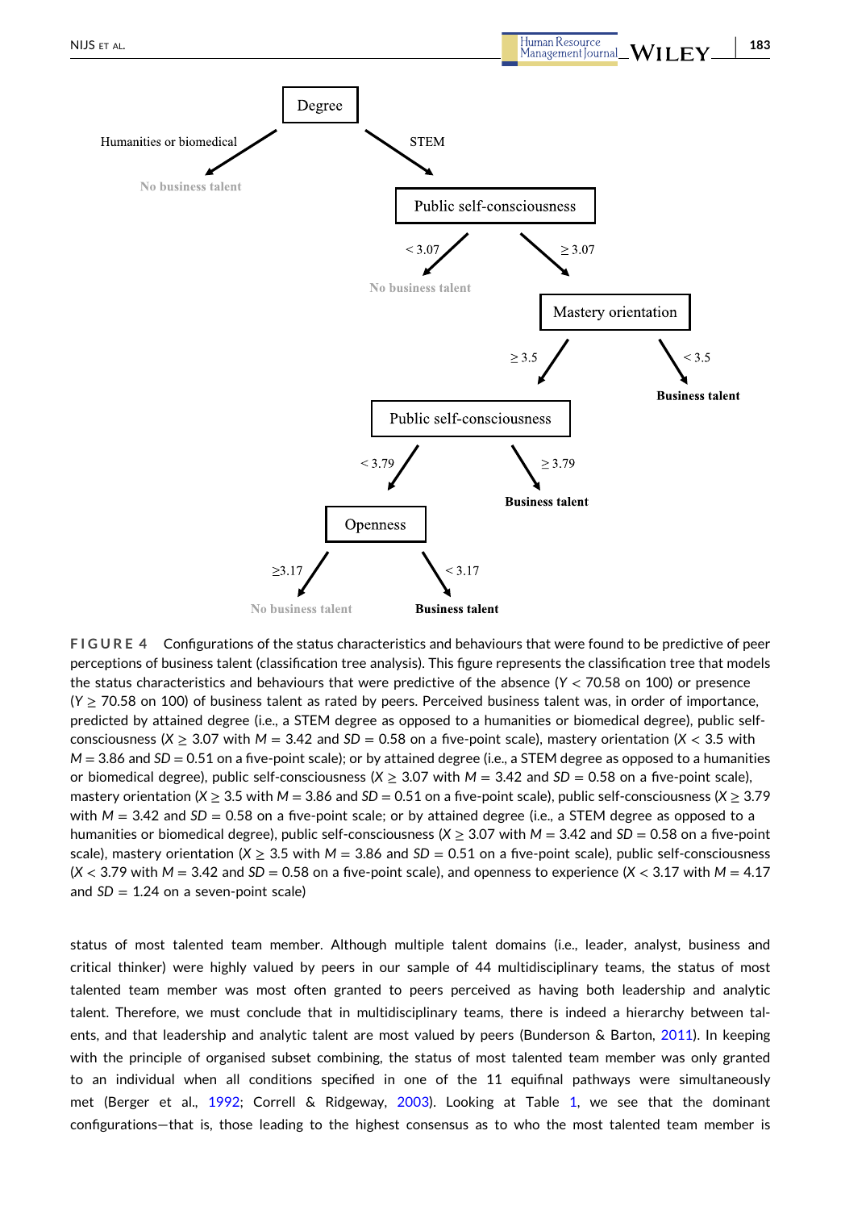Degree

Humanities or biomedical → No business talent

STEM → Public self-consciousness

< 3.07 → No business talent

≥ 3.07 → Mastery orientation

≥ 3.5 → Public self-consciousness

< 3.5 → Business talent

< 3.79 → Openness

≥ 3.79 → Business talent

≥3.17 → No business talent

< 3.17 → Business talent

**FIGURE 4** Configurations of the status characteristics and behaviours that were found to be predictive of peer perceptions of business talent (classification tree analysis). This figure represents the classification tree that models the status characteristics and behaviours that were predictive of the absence ($Y$ < 70.58 on 100) or presence ($Y \geq$ 70.58 on 100) of business talent as rated by peers. Perceived business talent was, in order of importance, predicted by attained degree (i.e., a STEM degree as opposed to a humanities or biomedical degree), public self-consciousness ($X \geq 3.07$ with $M = 3.42$ and $SD = 0.58$ on a five-point scale), mastery orientation ($X < 3.5$ with $M = 3.86$ and $SD = 0.51$ on a five-point scale); or by attained degree (i.e., a STEM degree as opposed to a humanities or biomedical degree), public self-consciousness ($X \geq 3.07$ with $M = 3.42$ and $SD = 0.58$ on a five-point scale), mastery orientation ($X \geq 3.5$ with $M = 3.86$ and $SD = 0.51$ on a five-point scale), public self-consciousness ($X \geq 3.79$ with $M = 3.42$ and $SD = 0.58$ on a five-point scale; or by attained degree (i.e., a STEM degree as opposed to a humanities or biomedical degree), public self-consciousness ($X \geq 3.07$ with $M = 3.42$ and $SD = 0.58$ on a five-point scale), mastery orientation ($X \geq 3.5$ with $M = 3.86$ and $SD = 0.51$ on a five-point scale), public self-consciousness ($X < 3.79$ with $M = 3.42$ and $SD = 0.58$ on a five-point scale), and openness to experience ($X < 3.17$ with $M = 4.17$ and $SD = 1.24$ on a seven-point scale)

status of most talented team member. Although multiple talent domains (i.e., leader, analyst, business and critical thinker) were highly valued by peers in our sample of 44 multidisciplinary teams, the status of most talented team member was most often granted to peers perceived as having both leadership and analytic talent. Therefore, we must conclude that in multidisciplinary teams, there is indeed a hierarchy between talents, and that leadership and analytic talent are most valued by peers (Bunderson & Barton, 2011). In keeping with the principle of organised subset combining, the status of most talented team member was only granted to an individual when all conditions specified in one of the 11 equifinal pathways were simultaneously met (Berger et al., 1992; Correll & Ridgeway, 2003). Looking at Table 1, we see that the dominant configurations—that is, those leading to the highest consensus as to who the most talented team member is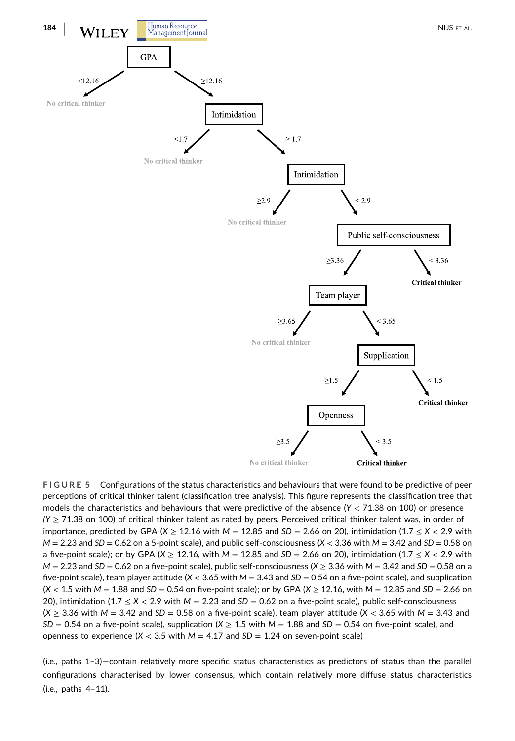- GPA
  - <12.16 → No critical thinker
  - ≥12.16 → Intimidation
    - <1.7 → No critical thinker
    - ≥ 1.7 → Intimidation
      - ≥2.9 → No critical thinker
      - < 2.9 → Public self-consciousness
        - ≥3.36 → Team player
          - ≥3.65 → No critical thinker
          - < 3.65 → Supplication
            - ≥1.5 → Openness
              - ≥3.5 → No critical thinker
              - < 3.5 → **Critical thinker**
            - < 1.5 → **Critical thinker**
        - < 3.36 → **Critical thinker**

**FIGURE 5** Configurations of the status characteristics and behaviours that were found to be predictive of peer perceptions of critical thinker talent (classification tree analysis). This figure represents the classification tree that models the characteristics and behaviours that were predictive of the absence ($Y < 71.38$ on 100) or presence ($Y \geq 71.38$ on 100) of critical thinker talent as rated by peers. Perceived critical thinker talent was, in order of importance, predicted by GPA ($X \geq 12.16$ with $M = 12.85$ and $SD = 2.66$ on 20), intimidation ($1.7 \leq X < 2.9$ with $M = 2.23$ and $SD = 0.62$ on a 5-point scale), and public self-consciousness ($X < 3.36$ with $M = 3.42$ and $SD = 0.58$ on a five-point scale); or by GPA ($X \geq 12.16$, with $M = 12.85$ and $SD = 2.66$ on 20), intimidation ($1.7 \leq X < 2.9$ with $M = 2.23$ and $SD = 0.62$ on a five-point scale), public self-consciousness ($X \geq 3.36$ with $M = 3.42$ and $SD = 0.58$ on a five-point scale), team player attitude ($X < 3.65$ with $M = 3.43$ and $SD = 0.54$ on a five-point scale), and supplication ($X < 1.5$ with $M = 1.88$ and $SD = 0.54$ on five-point scale); or by GPA ($X \geq 12.16$, with $M = 12.85$ and $SD = 2.66$ on 20), intimidation ($1.7 \leq X < 2.9$ with $M = 2.23$ and $SD = 0.62$ on a five-point scale), public self-consciousness ($X \geq 3.36$ with $M = 3.42$ and $SD = 0.58$ on a five-point scale), team player attitude ($X < 3.65$ with $M = 3.43$ and $SD = 0.54$ on a five-point scale), supplication ($X \geq 1.5$ with $M = 1.88$ and $SD = 0.54$ on five-point scale), and openness to experience ($X < 3.5$ with $M = 4.17$ and $SD = 1.24$ on seven-point scale)

(i.e., paths 1–3)—contain relatively more specific status characteristics as predictors of status than the parallel configurations characterised by lower consensus, which contain relatively more diffuse status characteristics (i.e., paths 4–11).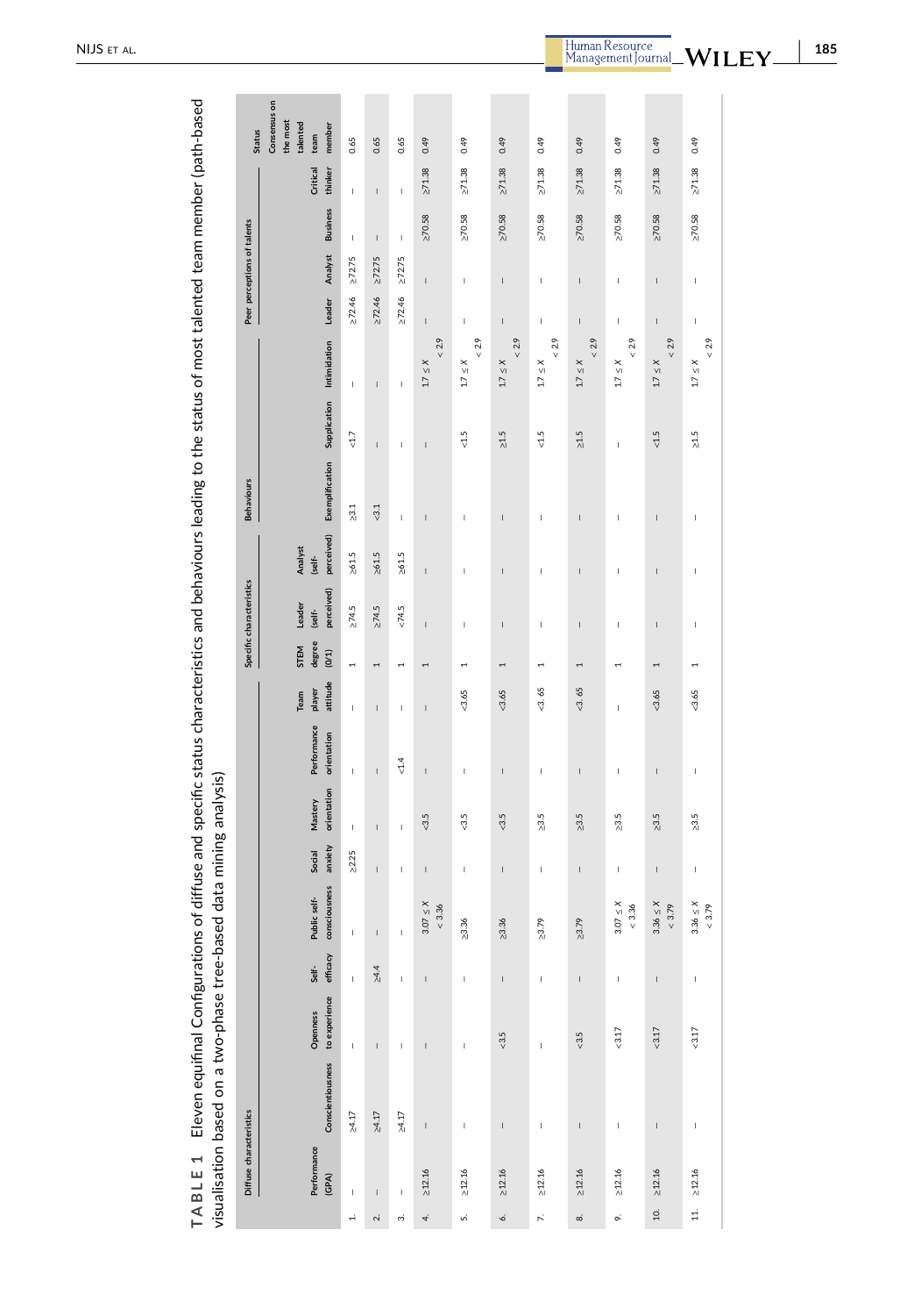**TABLE 1** Eleven equifinal Configurations of diffuse and specific status characteristics and behaviours leading to the status of most talented team member (path-based visualisation based on a two-phase tree-based data mining analysis)

| | Diffuse characteristics | | | | | | | | | Specific characteristics | | | Behaviours | | | Peer perceptions of talents | | | | Status |
|---|---|---|---|---|---|---|---|---|---|---|---|---|---|---|---|---|---|---|---|---|
| | Performance (GPA) | Conscientiousness | Openness to experience | Self-efficacy | Public self-consciousness | Social anxiety | Mastery orientation | Performance orientation | Team player attitude | STEM degree (0/1) | Leader (self-perceived) | Analyst (self-perceived) | Exemplification | Supplication | Intimidation | Leader | Analyst | Business | Critical thinker | Consensus on the most talented team member |
| 1. | – | ≥4.17 | – | – | – | ≥2.25 | – | – | – | 1 | ≥74.5 | ≥61.5 | ≥3.1 | <1.7 | – | ≥72.46 | ≥72.75 | – | – | 0.65 |
| 2. | – | ≥4.17 | – | ≥4.4 | – | – | – | – | – | 1 | ≥74.5 | ≥61.5 | <3.1 | – | – | ≥72.46 | ≥72.75 | – | – | 0.65 |
| 3. | – | ≥4.17 | – | – | – | – | – | <1.4 | – | 1 | <74.5 | ≥61.5 | – | – | – | ≥72.46 | ≥72.75 | – | – | 0.65 |
| 4. | ≥12.16 | – | – | – | 3.07 ≤ X < 3.36 | – | <3.5 | – | – | 1 | – | – | – | – | 1.7 ≤ X < 2.9 | – | – | ≥70.58 | ≥71.38 | 0.49 |
| 5. | ≥12.16 | – | – | – | ≥3.36 | – | <3.5 | – | <3.65 | 1 | – | – | – | <1.5 | 1.7 ≤ X < 2.9 | – | – | ≥70.58 | ≥71.38 | 0.49 |
| 6. | ≥12.16 | – | <3.5 | – | ≥3.36 | – | <3.5 | – | <3.65 | 1 | – | – | – | ≥1.5 | 1.7 ≤ X < 2.9 | – | – | ≥70.58 | ≥71.38 | 0.49 |
| 7. | ≥12.16 | – | – | – | ≥3.79 | – | ≥3.5 | – | <3. 65 | 1 | – | – | – | <1.5 | 1.7 ≤ X < 2.9 | – | – | ≥70.58 | ≥71.38 | 0.49 |
| 8. | ≥12.16 | – | <3.5 | – | ≥3.79 | – | ≥3.5 | – | <3. 65 | 1 | – | – | – | ≥1.5 | 1.7 ≤ X < 2.9 | – | – | ≥70.58 | ≥71.38 | 0.49 |
| 9. | ≥12.16 | – | <3.17 | – | 3.07 ≤ X < 3.36 | – | ≥3.5 | – | – | 1 | – | – | – | – | 1.7 ≤ X < 2.9 | – | – | ≥70.58 | ≥71.38 | 0.49 |
| 10. | ≥12.16 | – | <3.17 | – | 3.36 ≤ X < 3.79 | – | ≥3.5 | – | <3.65 | 1 | – | – | – | <1.5 | 1.7 ≤ X < 2.9 | – | – | ≥70.58 | ≥71.38 | 0.49 |
| 11. | ≥12.16 | – | <3.17 | – | 3.36 ≤ X < 3.79 | – | ≥3.5 | – | <3.65 | 1 | – | – | – | ≥1.5 | 1.7 ≤ X < 2.9 | – | – | ≥70.58 | ≥71.38 | 0.49 |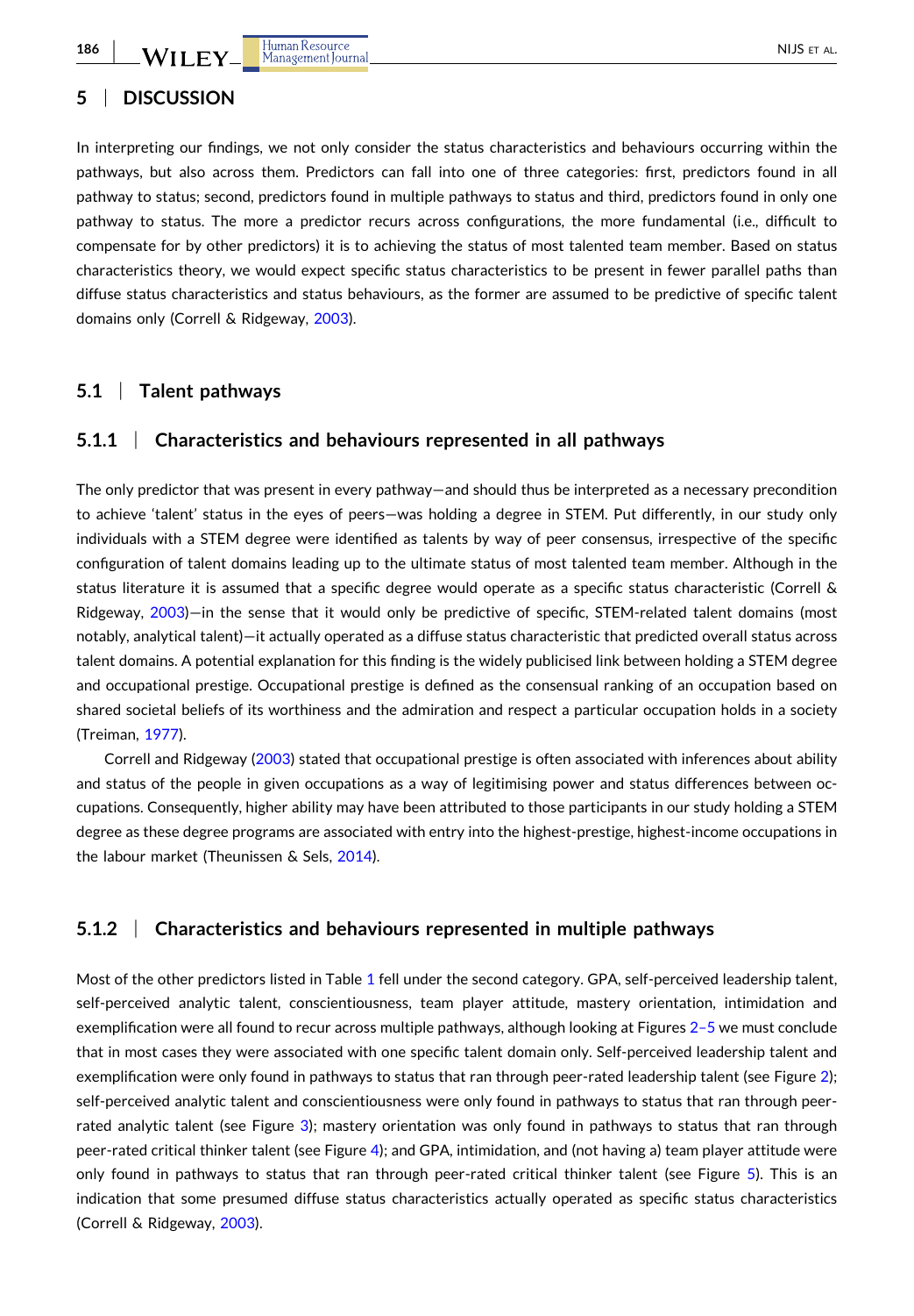## 5 | DISCUSSION

In interpreting our findings, we not only consider the status characteristics and behaviours occurring within the pathways, but also across them. Predictors can fall into one of three categories: first, predictors found in all pathway to status; second, predictors found in multiple pathways to status and third, predictors found in only one pathway to status. The more a predictor recurs across configurations, the more fundamental (i.e., difficult to compensate for by other predictors) it is to achieving the status of most talented team member. Based on status characteristics theory, we would expect specific status characteristics to be present in fewer parallel paths than diffuse status characteristics and status behaviours, as the former are assumed to be predictive of specific talent domains only (Correll & Ridgeway, 2003).

### 5.1 | Talent pathways

#### 5.1.1 | Characteristics and behaviours represented in all pathways

The only predictor that was present in every pathway—and should thus be interpreted as a necessary precondition to achieve 'talent' status in the eyes of peers—was holding a degree in STEM. Put differently, in our study only individuals with a STEM degree were identified as talents by way of peer consensus, irrespective of the specific configuration of talent domains leading up to the ultimate status of most talented team member. Although in the status literature it is assumed that a specific degree would operate as a specific status characteristic (Correll & Ridgeway, 2003)—in the sense that it would only be predictive of specific, STEM-related talent domains (most notably, analytical talent)—it actually operated as a diffuse status characteristic that predicted overall status across talent domains. A potential explanation for this finding is the widely publicised link between holding a STEM degree and occupational prestige. Occupational prestige is defined as the consensual ranking of an occupation based on shared societal beliefs of its worthiness and the admiration and respect a particular occupation holds in a society (Treiman, 1977).

Correll and Ridgeway (2003) stated that occupational prestige is often associated with inferences about ability and status of the people in given occupations as a way of legitimising power and status differences between occupations. Consequently, higher ability may have been attributed to those participants in our study holding a STEM degree as these degree programs are associated with entry into the highest-prestige, highest-income occupations in the labour market (Theunissen & Sels, 2014).

#### 5.1.2 | Characteristics and behaviours represented in multiple pathways

Most of the other predictors listed in Table 1 fell under the second category. GPA, self-perceived leadership talent, self-perceived analytic talent, conscientiousness, team player attitude, mastery orientation, intimidation and exemplification were all found to recur across multiple pathways, although looking at Figures 2–5 we must conclude that in most cases they were associated with one specific talent domain only. Self-perceived leadership talent and exemplification were only found in pathways to status that ran through peer-rated leadership talent (see Figure 2); self-perceived analytic talent and conscientiousness were only found in pathways to status that ran through peer-rated analytic talent (see Figure 3); mastery orientation was only found in pathways to status that ran through peer-rated critical thinker talent (see Figure 4); and GPA, intimidation, and (not having a) team player attitude were only found in pathways to status that ran through peer-rated critical thinker talent (see Figure 5). This is an indication that some presumed diffuse status characteristics actually operated as specific status characteristics (Correll & Ridgeway, 2003).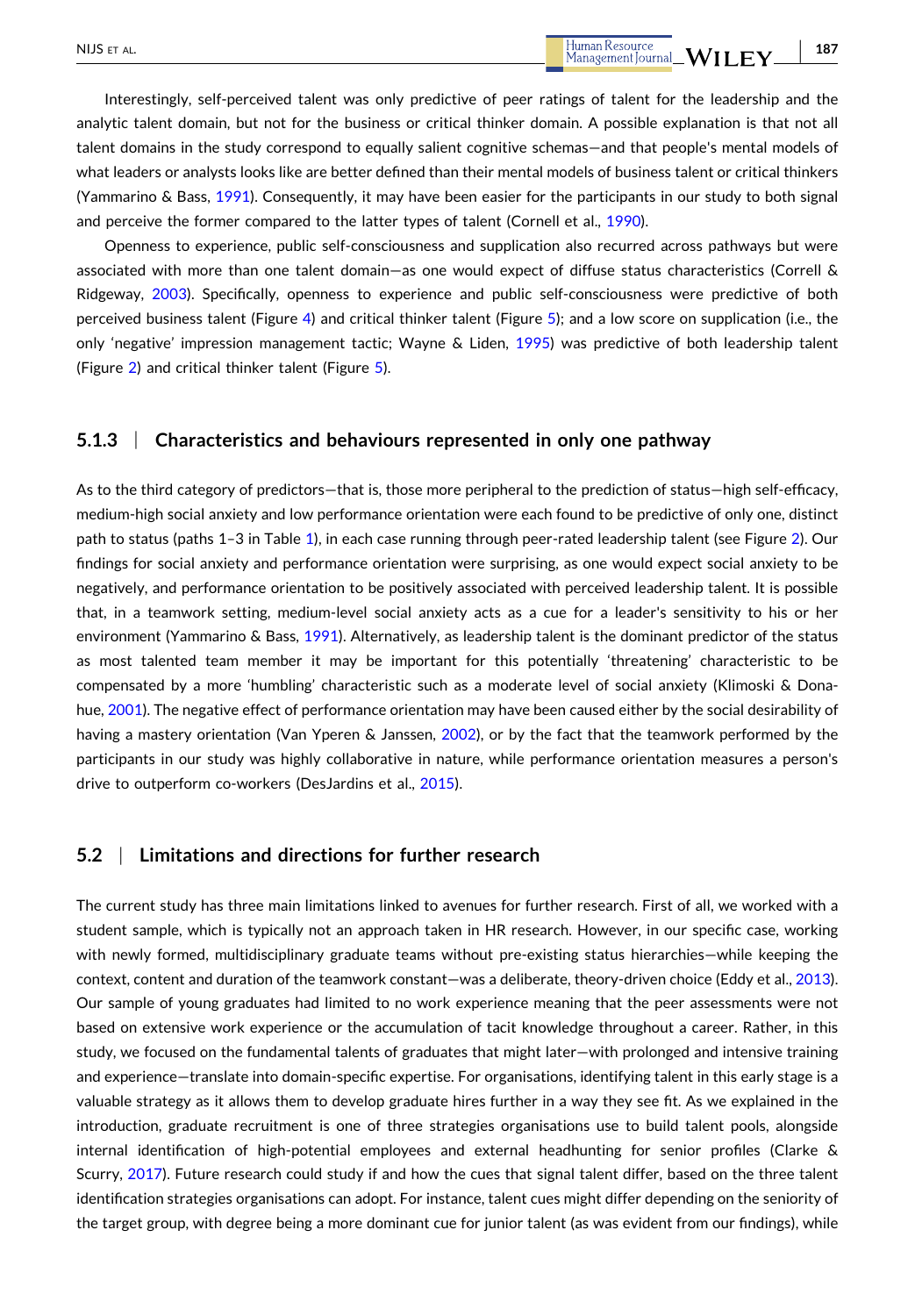Interestingly, self-perceived talent was only predictive of peer ratings of talent for the leadership and the analytic talent domain, but not for the business or critical thinker domain. A possible explanation is that not all talent domains in the study correspond to equally salient cognitive schemas—and that people's mental models of what leaders or analysts looks like are better defined than their mental models of business talent or critical thinkers (Yammarino & Bass, 1991). Consequently, it may have been easier for the participants in our study to both signal and perceive the former compared to the latter types of talent (Cornell et al., 1990).

Openness to experience, public self-consciousness and supplication also recurred across pathways but were associated with more than one talent domain—as one would expect of diffuse status characteristics (Correll & Ridgeway, 2003). Specifically, openness to experience and public self-consciousness were predictive of both perceived business talent (Figure 4) and critical thinker talent (Figure 5); and a low score on supplication (i.e., the only 'negative' impression management tactic; Wayne & Liden, 1995) was predictive of both leadership talent (Figure 2) and critical thinker talent (Figure 5).

### 5.1.3 | Characteristics and behaviours represented in only one pathway

As to the third category of predictors—that is, those more peripheral to the prediction of status—high self-efficacy, medium-high social anxiety and low performance orientation were each found to be predictive of only one, distinct path to status (paths 1–3 in Table 1), in each case running through peer-rated leadership talent (see Figure 2). Our findings for social anxiety and performance orientation were surprising, as one would expect social anxiety to be negatively, and performance orientation to be positively associated with perceived leadership talent. It is possible that, in a teamwork setting, medium-level social anxiety acts as a cue for a leader's sensitivity to his or her environment (Yammarino & Bass, 1991). Alternatively, as leadership talent is the dominant predictor of the status as most talented team member it may be important for this potentially 'threatening' characteristic to be compensated by a more 'humbling' characteristic such as a moderate level of social anxiety (Klimoski & Donahue, 2001). The negative effect of performance orientation may have been caused either by the social desirability of having a mastery orientation (Van Yperen & Janssen, 2002), or by the fact that the teamwork performed by the participants in our study was highly collaborative in nature, while performance orientation measures a person's drive to outperform co-workers (DesJardins et al., 2015).

## 5.2 | Limitations and directions for further research

The current study has three main limitations linked to avenues for further research. First of all, we worked with a student sample, which is typically not an approach taken in HR research. However, in our specific case, working with newly formed, multidisciplinary graduate teams without pre-existing status hierarchies—while keeping the context, content and duration of the teamwork constant—was a deliberate, theory-driven choice (Eddy et al., 2013). Our sample of young graduates had limited to no work experience meaning that the peer assessments were not based on extensive work experience or the accumulation of tacit knowledge throughout a career. Rather, in this study, we focused on the fundamental talents of graduates that might later—with prolonged and intensive training and experience—translate into domain-specific expertise. For organisations, identifying talent in this early stage is a valuable strategy as it allows them to develop graduate hires further in a way they see fit. As we explained in the introduction, graduate recruitment is one of three strategies organisations use to build talent pools, alongside internal identification of high-potential employees and external headhunting for senior profiles (Clarke & Scurry, 2017). Future research could study if and how the cues that signal talent differ, based on the three talent identification strategies organisations can adopt. For instance, talent cues might differ depending on the seniority of the target group, with degree being a more dominant cue for junior talent (as was evident from our findings), while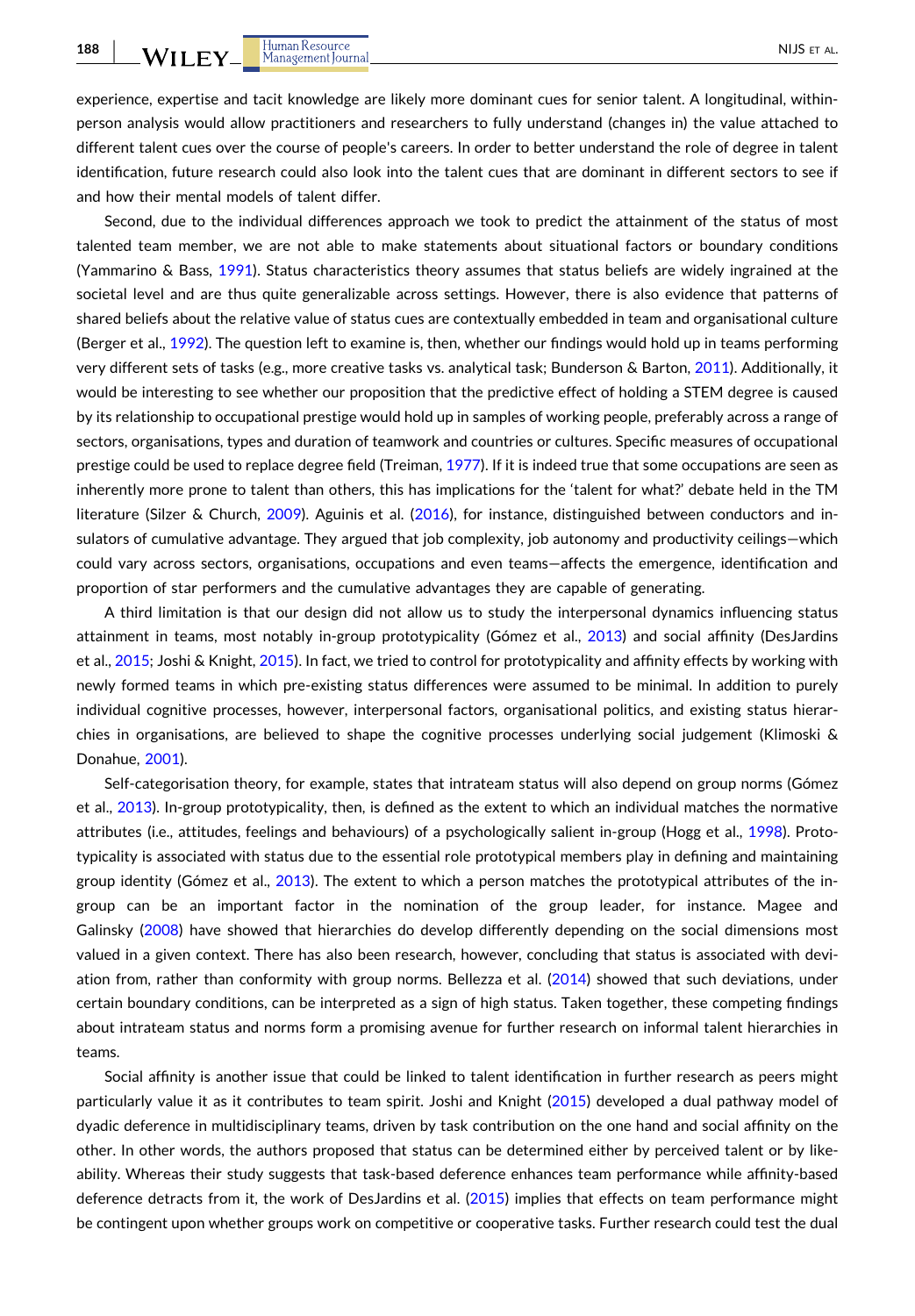experience, expertise and tacit knowledge are likely more dominant cues for senior talent. A longitudinal, within-person analysis would allow practitioners and researchers to fully understand (changes in) the value attached to different talent cues over the course of people's careers. In order to better understand the role of degree in talent identification, future research could also look into the talent cues that are dominant in different sectors to see if and how their mental models of talent differ.

Second, due to the individual differences approach we took to predict the attainment of the status of most talented team member, we are not able to make statements about situational factors or boundary conditions (Yammarino & Bass, 1991). Status characteristics theory assumes that status beliefs are widely ingrained at the societal level and are thus quite generalizable across settings. However, there is also evidence that patterns of shared beliefs about the relative value of status cues are contextually embedded in team and organisational culture (Berger et al., 1992). The question left to examine is, then, whether our findings would hold up in teams performing very different sets of tasks (e.g., more creative tasks vs. analytical task; Bunderson & Barton, 2011). Additionally, it would be interesting to see whether our proposition that the predictive effect of holding a STEM degree is caused by its relationship to occupational prestige would hold up in samples of working people, preferably across a range of sectors, organisations, types and duration of teamwork and countries or cultures. Specific measures of occupational prestige could be used to replace degree field (Treiman, 1977). If it is indeed true that some occupations are seen as inherently more prone to talent than others, this has implications for the 'talent for what?' debate held in the TM literature (Silzer & Church, 2009). Aguinis et al. (2016), for instance, distinguished between conductors and insulators of cumulative advantage. They argued that job complexity, job autonomy and productivity ceilings—which could vary across sectors, organisations, occupations and even teams—affects the emergence, identification and proportion of star performers and the cumulative advantages they are capable of generating.

A third limitation is that our design did not allow us to study the interpersonal dynamics influencing status attainment in teams, most notably in-group prototypicality (Gómez et al., 2013) and social affinity (DesJardins et al., 2015; Joshi & Knight, 2015). In fact, we tried to control for prototypicality and affinity effects by working with newly formed teams in which pre-existing status differences were assumed to be minimal. In addition to purely individual cognitive processes, however, interpersonal factors, organisational politics, and existing status hierarchies in organisations, are believed to shape the cognitive processes underlying social judgement (Klimoski & Donahue, 2001).

Self-categorisation theory, for example, states that intrateam status will also depend on group norms (Gómez et al., 2013). In-group prototypicality, then, is defined as the extent to which an individual matches the normative attributes (i.e., attitudes, feelings and behaviours) of a psychologically salient in-group (Hogg et al., 1998). Prototypicality is associated with status due to the essential role prototypical members play in defining and maintaining group identity (Gómez et al., 2013). The extent to which a person matches the prototypical attributes of the in-group can be an important factor in the nomination of the group leader, for instance. Magee and Galinsky (2008) have showed that hierarchies do develop differently depending on the social dimensions most valued in a given context. There has also been research, however, concluding that status is associated with deviation from, rather than conformity with group norms. Bellezza et al. (2014) showed that such deviations, under certain boundary conditions, can be interpreted as a sign of high status. Taken together, these competing findings about intrateam status and norms form a promising avenue for further research on informal talent hierarchies in teams.

Social affinity is another issue that could be linked to talent identification in further research as peers might particularly value it as it contributes to team spirit. Joshi and Knight (2015) developed a dual pathway model of dyadic deference in multidisciplinary teams, driven by task contribution on the one hand and social affinity on the other. In other words, the authors proposed that status can be determined either by perceived talent or by likeability. Whereas their study suggests that task-based deference enhances team performance while affinity-based deference detracts from it, the work of DesJardins et al. (2015) implies that effects on team performance might be contingent upon whether groups work on competitive or cooperative tasks. Further research could test the dual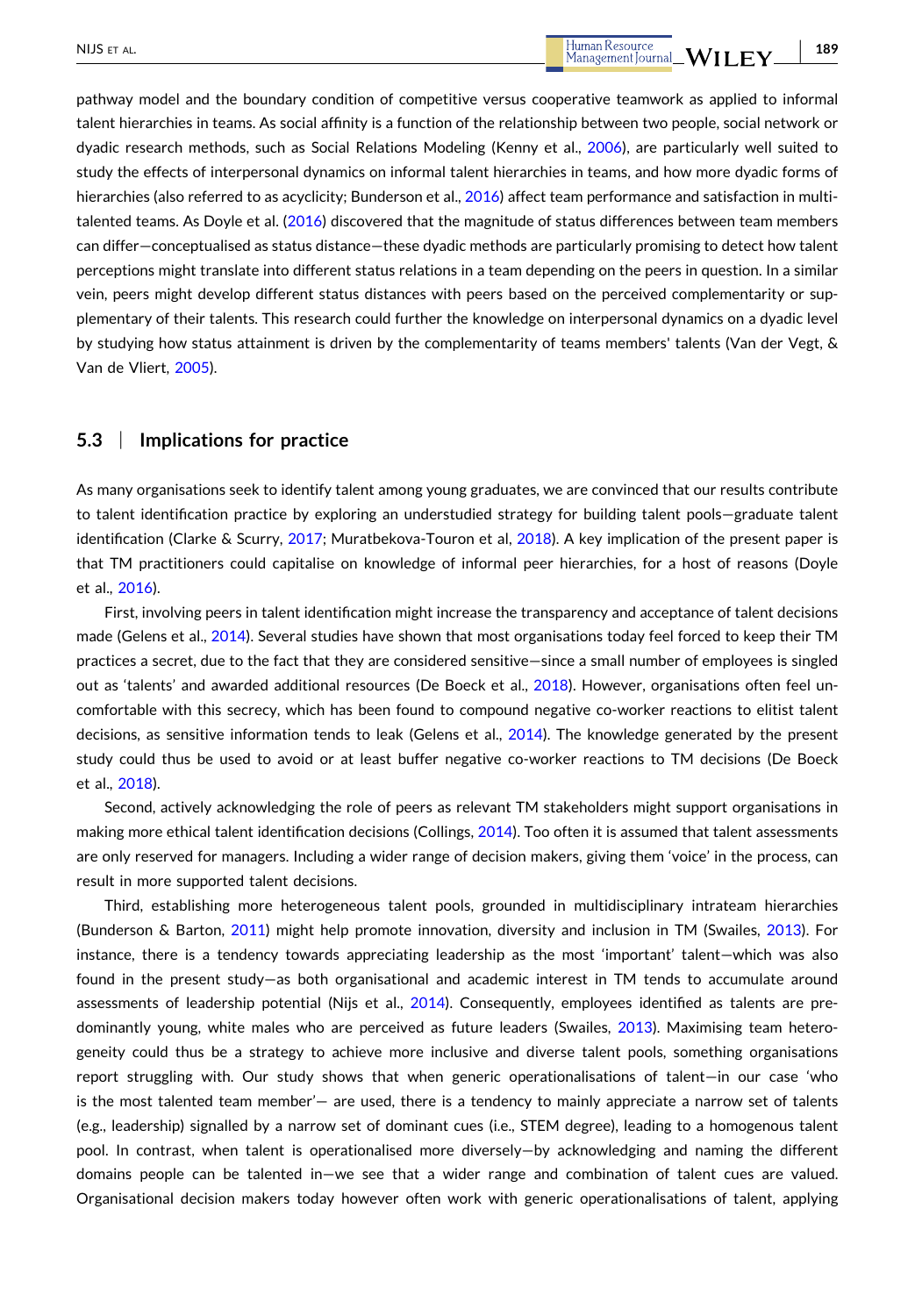pathway model and the boundary condition of competitive versus cooperative teamwork as applied to informal talent hierarchies in teams. As social affinity is a function of the relationship between two people, social network or dyadic research methods, such as Social Relations Modeling (Kenny et al., 2006), are particularly well suited to study the effects of interpersonal dynamics on informal talent hierarchies in teams, and how more dyadic forms of hierarchies (also referred to as acyclicity; Bunderson et al., 2016) affect team performance and satisfaction in multi-talented teams. As Doyle et al. (2016) discovered that the magnitude of status differences between team members can differ—conceptualised as status distance—these dyadic methods are particularly promising to detect how talent perceptions might translate into different status relations in a team depending on the peers in question. In a similar vein, peers might develop different status distances with peers based on the perceived complementarity or supplementary of their talents. This research could further the knowledge on interpersonal dynamics on a dyadic level by studying how status attainment is driven by the complementarity of teams members' talents (Van der Vegt, & Van de Vliert, 2005).

### 5.3 | Implications for practice

As many organisations seek to identify talent among young graduates, we are convinced that our results contribute to talent identification practice by exploring an understudied strategy for building talent pools—graduate talent identification (Clarke & Scurry, 2017; Muratbekova-Touron et al, 2018). A key implication of the present paper is that TM practitioners could capitalise on knowledge of informal peer hierarchies, for a host of reasons (Doyle et al., 2016).

First, involving peers in talent identification might increase the transparency and acceptance of talent decisions made (Gelens et al., 2014). Several studies have shown that most organisations today feel forced to keep their TM practices a secret, due to the fact that they are considered sensitive—since a small number of employees is singled out as 'talents' and awarded additional resources (De Boeck et al., 2018). However, organisations often feel uncomfortable with this secrecy, which has been found to compound negative co-worker reactions to elitist talent decisions, as sensitive information tends to leak (Gelens et al., 2014). The knowledge generated by the present study could thus be used to avoid or at least buffer negative co-worker reactions to TM decisions (De Boeck et al., 2018).

Second, actively acknowledging the role of peers as relevant TM stakeholders might support organisations in making more ethical talent identification decisions (Collings, 2014). Too often it is assumed that talent assessments are only reserved for managers. Including a wider range of decision makers, giving them 'voice' in the process, can result in more supported talent decisions.

Third, establishing more heterogeneous talent pools, grounded in multidisciplinary intrateam hierarchies (Bunderson & Barton, 2011) might help promote innovation, diversity and inclusion in TM (Swailes, 2013). For instance, there is a tendency towards appreciating leadership as the most 'important' talent—which was also found in the present study—as both organisational and academic interest in TM tends to accumulate around assessments of leadership potential (Nijs et al., 2014). Consequently, employees identified as talents are predominantly young, white males who are perceived as future leaders (Swailes, 2013). Maximising team heterogeneity could thus be a strategy to achieve more inclusive and diverse talent pools, something organisations report struggling with. Our study shows that when generic operationalisations of talent—in our case 'who is the most talented team member'— are used, there is a tendency to mainly appreciate a narrow set of talents (e.g., leadership) signalled by a narrow set of dominant cues (i.e., STEM degree), leading to a homogenous talent pool. In contrast, when talent is operationalised more diversely—by acknowledging and naming the different domains people can be talented in—we see that a wider range and combination of talent cues are valued. Organisational decision makers today however often work with generic operationalisations of talent, applying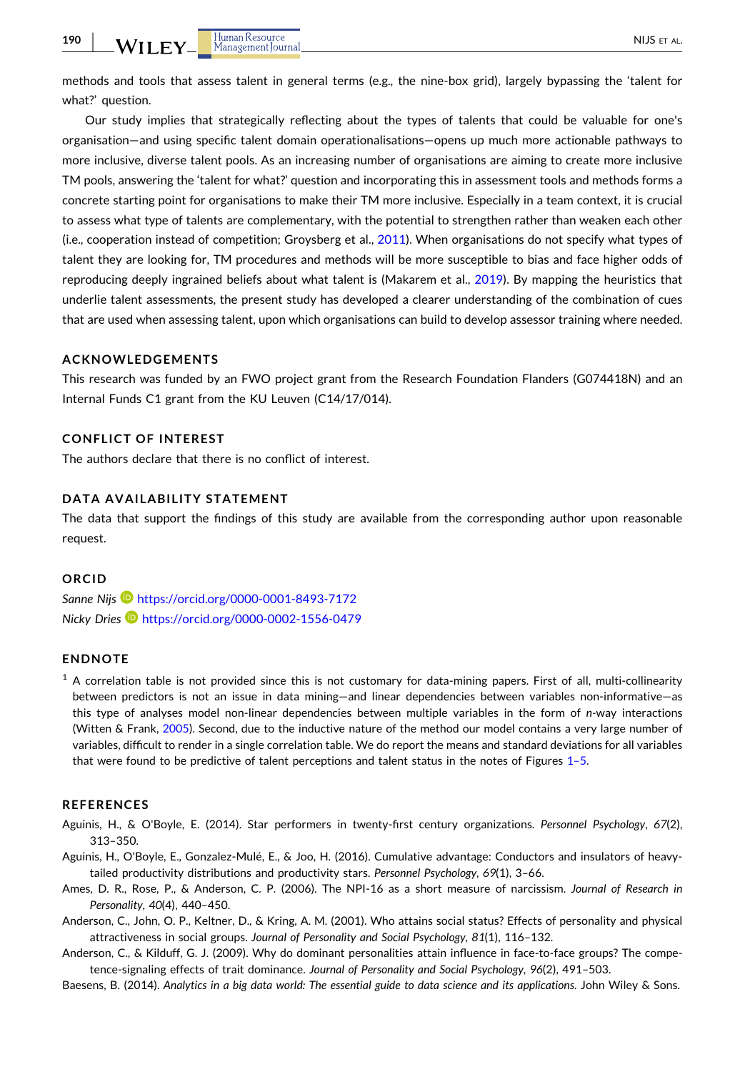methods and tools that assess talent in general terms (e.g., the nine-box grid), largely bypassing the 'talent for what?' question.

Our study implies that strategically reflecting about the types of talents that could be valuable for one's organisation—and using specific talent domain operationalisations—opens up much more actionable pathways to more inclusive, diverse talent pools. As an increasing number of organisations are aiming to create more inclusive TM pools, answering the 'talent for what?' question and incorporating this in assessment tools and methods forms a concrete starting point for organisations to make their TM more inclusive. Especially in a team context, it is crucial to assess what type of talents are complementary, with the potential to strengthen rather than weaken each other (i.e., cooperation instead of competition; Groysberg et al., 2011). When organisations do not specify what types of talent they are looking for, TM procedures and methods will be more susceptible to bias and face higher odds of reproducing deeply ingrained beliefs about what talent is (Makarem et al., 2019). By mapping the heuristics that underlie talent assessments, the present study has developed a clearer understanding of the combination of cues that are used when assessing talent, upon which organisations can build to develop assessor training where needed.

## ACKNOWLEDGEMENTS

This research was funded by an FWO project grant from the Research Foundation Flanders (G074418N) and an Internal Funds C1 grant from the KU Leuven (C14/17/014).

## CONFLICT OF INTEREST

The authors declare that there is no conflict of interest.

## DATA AVAILABILITY STATEMENT

The data that support the findings of this study are available from the corresponding author upon reasonable request.

## ORCID

*Sanne Nijs* https://orcid.org/0000-0001-8493-7172
*Nicky Dries* https://orcid.org/0000-0002-1556-0479

## ENDNOTE

[1] A correlation table is not provided since this is not customary for data-mining papers. First of all, multi-collinearity between predictors is not an issue in data mining—and linear dependencies between variables non-informative—as this type of analyses model non-linear dependencies between multiple variables in the form of *n*-way interactions (Witten & Frank, 2005). Second, due to the inductive nature of the method our model contains a very large number of variables, difficult to render in a single correlation table. We do report the means and standard deviations for all variables that were found to be predictive of talent perceptions and talent status in the notes of Figures 1–5.

## REFERENCES

Aguinis, H., & O'Boyle, E. (2014). Star performers in twenty-first century organizations. *Personnel Psychology*, *67*(2), 313–350.

Aguinis, H., O'Boyle, E., Gonzalez-Mulé, E., & Joo, H. (2016). Cumulative advantage: Conductors and insulators of heavy-tailed productivity distributions and productivity stars. *Personnel Psychology*, *69*(1), 3–66.

Ames, D. R., Rose, P., & Anderson, C. P. (2006). The NPI-16 as a short measure of narcissism. *Journal of Research in Personality*, *40*(4), 440–450.

Anderson, C., John, O. P., Keltner, D., & Kring, A. M. (2001). Who attains social status? Effects of personality and physical attractiveness in social groups. *Journal of Personality and Social Psychology*, *81*(1), 116–132.

Anderson, C., & Kilduff, G. J. (2009). Why do dominant personalities attain influence in face-to-face groups? The competence-signaling effects of trait dominance. *Journal of Personality and Social Psychology*, *96*(2), 491–503.

Baesens, B. (2014). *Analytics in a big data world: The essential guide to data science and its applications*. John Wiley & Sons.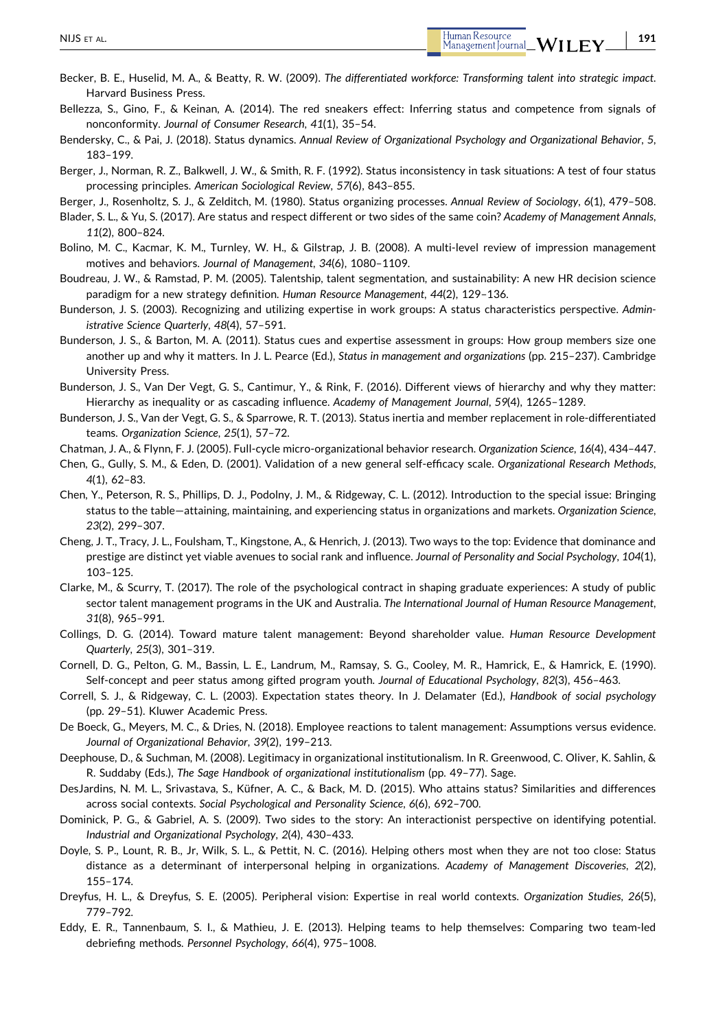Becker, B. E., Huselid, M. A., & Beatty, R. W. (2009). *The differentiated workforce: Transforming talent into strategic impact*. Harvard Business Press.

Bellezza, S., Gino, F., & Keinan, A. (2014). The red sneakers effect: Inferring status and competence from signals of nonconformity. *Journal of Consumer Research*, *41*(1), 35–54.

Bendersky, C., & Pai, J. (2018). Status dynamics. *Annual Review of Organizational Psychology and Organizational Behavior*, *5*, 183–199.

Berger, J., Norman, R. Z., Balkwell, J. W., & Smith, R. F. (1992). Status inconsistency in task situations: A test of four status processing principles. *American Sociological Review*, *57*(6), 843–855.

Berger, J., Rosenholtz, S. J., & Zelditch, M. (1980). Status organizing processes. *Annual Review of Sociology*, *6*(1), 479–508.

Blader, S. L., & Yu, S. (2017). Are status and respect different or two sides of the same coin? *Academy of Management Annals*, *11*(2), 800–824.

Bolino, M. C., Kacmar, K. M., Turnley, W. H., & Gilstrap, J. B. (2008). A multi-level review of impression management motives and behaviors. *Journal of Management*, *34*(6), 1080–1109.

Boudreau, J. W., & Ramstad, P. M. (2005). Talentship, talent segmentation, and sustainability: A new HR decision science paradigm for a new strategy definition. *Human Resource Management*, *44*(2), 129–136.

Bunderson, J. S. (2003). Recognizing and utilizing expertise in work groups: A status characteristics perspective. *Administrative Science Quarterly*, *48*(4), 57–591.

Bunderson, J. S., & Barton, M. A. (2011). Status cues and expertise assessment in groups: How group members size one another up and why it matters. In J. L. Pearce (Ed.), *Status in management and organizations* (pp. 215–237). Cambridge University Press.

Bunderson, J. S., Van Der Vegt, G. S., Cantimur, Y., & Rink, F. (2016). Different views of hierarchy and why they matter: Hierarchy as inequality or as cascading influence. *Academy of Management Journal*, *59*(4), 1265–1289.

Bunderson, J. S., Van der Vegt, G. S., & Sparrowe, R. T. (2013). Status inertia and member replacement in role-differentiated teams. *Organization Science*, *25*(1), 57–72.

Chatman, J. A., & Flynn, F. J. (2005). Full-cycle micro-organizational behavior research. *Organization Science*, *16*(4), 434–447.

Chen, G., Gully, S. M., & Eden, D. (2001). Validation of a new general self-efficacy scale. *Organizational Research Methods*, *4*(1), 62–83.

Chen, Y., Peterson, R. S., Phillips, D. J., Podolny, J. M., & Ridgeway, C. L. (2012). Introduction to the special issue: Bringing status to the table—attaining, maintaining, and experiencing status in organizations and markets. *Organization Science*, *23*(2), 299–307.

Cheng, J. T., Tracy, J. L., Foulsham, T., Kingstone, A., & Henrich, J. (2013). Two ways to the top: Evidence that dominance and prestige are distinct yet viable avenues to social rank and influence. *Journal of Personality and Social Psychology*, *104*(1), 103–125.

Clarke, M., & Scurry, T. (2017). The role of the psychological contract in shaping graduate experiences: A study of public sector talent management programs in the UK and Australia. *The International Journal of Human Resource Management*, *31*(8), 965–991.

Collings, D. G. (2014). Toward mature talent management: Beyond shareholder value. *Human Resource Development Quarterly*, *25*(3), 301–319.

Cornell, D. G., Pelton, G. M., Bassin, L. E., Landrum, M., Ramsay, S. G., Cooley, M. R., Hamrick, E., & Hamrick, E. (1990). Self-concept and peer status among gifted program youth. *Journal of Educational Psychology*, *82*(3), 456–463.

Correll, S. J., & Ridgeway, C. L. (2003). Expectation states theory. In J. Delamater (Ed.), *Handbook of social psychology* (pp. 29–51). Kluwer Academic Press.

De Boeck, G., Meyers, M. C., & Dries, N. (2018). Employee reactions to talent management: Assumptions versus evidence. *Journal of Organizational Behavior*, *39*(2), 199–213.

Deephouse, D., & Suchman, M. (2008). Legitimacy in organizational institutionalism. In R. Greenwood, C. Oliver, K. Sahlin, & R. Suddaby (Eds.), *The Sage Handbook of organizational institutionalism* (pp. 49–77). Sage.

DesJardins, N. M. L., Srivastava, S., Küfner, A. C., & Back, M. D. (2015). Who attains status? Similarities and differences across social contexts. *Social Psychological and Personality Science*, *6*(6), 692–700.

Dominick, P. G., & Gabriel, A. S. (2009). Two sides to the story: An interactionist perspective on identifying potential. *Industrial and Organizational Psychology*, *2*(4), 430–433.

Doyle, S. P., Lount, R. B., Jr, Wilk, S. L., & Pettit, N. C. (2016). Helping others most when they are not too close: Status distance as a determinant of interpersonal helping in organizations. *Academy of Management Discoveries*, *2*(2), 155–174.

Dreyfus, H. L., & Dreyfus, S. E. (2005). Peripheral vision: Expertise in real world contexts. *Organization Studies*, *26*(5), 779–792.

Eddy, E. R., Tannenbaum, S. I., & Mathieu, J. E. (2013). Helping teams to help themselves: Comparing two team-led debriefing methods. *Personnel Psychology*, *66*(4), 975–1008.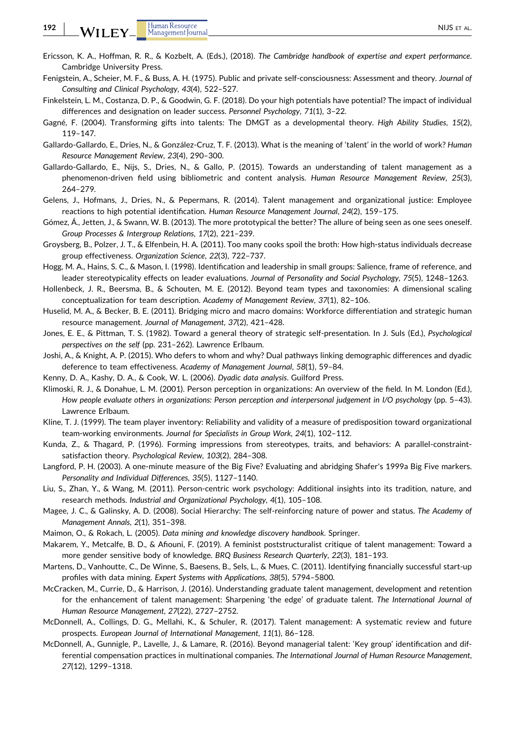Ericsson, K. A., Hoffman, R. R., & Kozbelt, A. (Eds.), (2018). *The Cambridge handbook of expertise and expert performance*. Cambridge University Press.

Fenigstein, A., Scheier, M. F., & Buss, A. H. (1975). Public and private self-consciousness: Assessment and theory. *Journal of Consulting and Clinical Psychology*, *43*(4), 522–527.

Finkelstein, L. M., Costanza, D. P., & Goodwin, G. F. (2018). Do your high potentials have potential? The impact of individual differences and designation on leader success. *Personnel Psychology*, *71*(1), 3–22.

Gagné, F. (2004). Transforming gifts into talents: The DMGT as a developmental theory. *High Ability Studies*, *15*(2), 119–147.

Gallardo-Gallardo, E., Dries, N., & González-Cruz, T. F. (2013). What is the meaning of 'talent' in the world of work? *Human Resource Management Review*, *23*(4), 290–300.

Gallardo-Gallardo, E., Nijs, S., Dries, N., & Gallo, P. (2015). Towards an understanding of talent management as a phenomenon-driven field using bibliometric and content analysis. *Human Resource Management Review*, *25*(3), 264–279.

Gelens, J., Hofmans, J., Dries, N., & Pepermans, R. (2014). Talent management and organizational justice: Employee reactions to high potential identification. *Human Resource Management Journal*, *24*(2), 159–175.

Gómez, Á., Jetten, J., & Swann, W. B. (2013). The more prototypical the better? The allure of being seen as one sees oneself. *Group Processes & Intergroup Relations*, *17*(2), 221–239.

Groysberg, B., Polzer, J. T., & Elfenbein, H. A. (2011). Too many cooks spoil the broth: How high-status individuals decrease group effectiveness. *Organization Science*, *22*(3), 722–737.

Hogg, M. A., Hains, S. C., & Mason, I. (1998). Identification and leadership in small groups: Salience, frame of reference, and leader stereotypicality effects on leader evaluations. *Journal of Personality and Social Psychology*, *75*(5), 1248–1263.

Hollenbeck, J. R., Beersma, B., & Schouten, M. E. (2012). Beyond team types and taxonomies: A dimensional scaling conceptualization for team description. *Academy of Management Review*, *37*(1), 82–106.

Huselid, M. A., & Becker, B. E. (2011). Bridging micro and macro domains: Workforce differentiation and strategic human resource management. *Journal of Management*, *37*(2), 421–428.

Jones, E. E., & Pittman, T. S. (1982). Toward a general theory of strategic self-presentation. In J. Suls (Ed.), *Psychological perspectives on the self* (pp. 231–262). Lawrence Erlbaum.

Joshi, A., & Knight, A. P. (2015). Who defers to whom and why? Dual pathways linking demographic differences and dyadic deference to team effectiveness. *Academy of Management Journal*, *58*(1), 59–84.

Kenny, D. A., Kashy, D. A., & Cook, W. L. (2006). *Dyadic data analysis*. Guilford Press.

Klimoski, R. J., & Donahue, L. M. (2001). Person perception in organizations: An overview of the field. In M. London (Ed.), *How people evaluate others in organizations: Person perception and interpersonal judgement in I/O psychology* (pp. 5–43). Lawrence Erlbaum.

Kline, T. J. (1999). The team player inventory: Reliability and validity of a measure of predisposition toward organizational team-working environments. *Journal for Specialists in Group Work*, *24*(1), 102–112.

Kunda, Z., & Thagard, P. (1996). Forming impressions from stereotypes, traits, and behaviors: A parallel-constraint-satisfaction theory. *Psychological Review*, *103*(2), 284–308.

Langford, P. H. (2003). A one-minute measure of the Big Five? Evaluating and abridging Shafer's 1999a Big Five markers. *Personality and Individual Differences*, *35*(5), 1127–1140.

Liu, S., Zhan, Y., & Wang, M. (2011). Person-centric work psychology: Additional insights into its tradition, nature, and research methods. *Industrial and Organizational Psychology*, *4*(1), 105–108.

Magee, J. C., & Galinsky, A. D. (2008). Social Hierarchy: The self-reinforcing nature of power and status. *The Academy of Management Annals*, *2*(1), 351–398.

Maimon, O., & Rokach, L. (2005). *Data mining and knowledge discovery handbook*. Springer.

Makarem, Y., Metcalfe, B. D., & Afiouni, F. (2019). A feminist poststructuralist critique of talent management: Toward a more gender sensitive body of knowledge. *BRQ Business Research Quarterly*, *22*(3), 181–193.

Martens, D., Vanhoutte, C., De Winne, S., Baesens, B., Sels, L., & Mues, C. (2011). Identifying financially successful start-up profiles with data mining. *Expert Systems with Applications*, *38*(5), 5794–5800.

McCracken, M., Currie, D., & Harrison, J. (2016). Understanding graduate talent management, development and retention for the enhancement of talent management: Sharpening 'the edge' of graduate talent. *The International Journal of Human Resource Management*, *27*(22), 2727–2752.

McDonnell, A., Collings, D. G., Mellahi, K., & Schuler, R. (2017). Talent management: A systematic review and future prospects. *European Journal of International Management*, *11*(1), 86–128.

McDonnell, A., Gunnigle, P., Lavelle, J., & Lamare, R. (2016). Beyond managerial talent: 'Key group' identification and differential compensation practices in multinational companies. *The International Journal of Human Resource Management*, *27*(12), 1299–1318.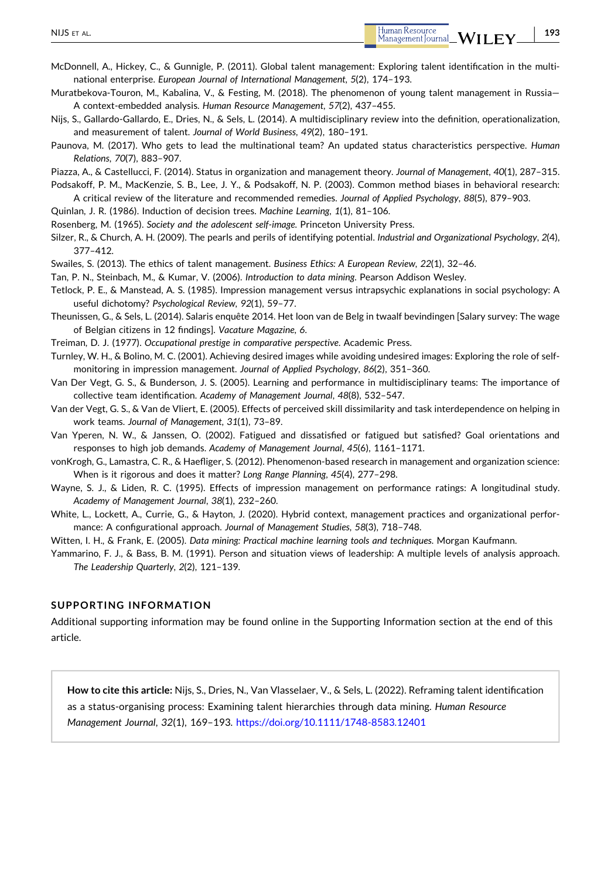McDonnell, A., Hickey, C., & Gunnigle, P. (2011). Global talent management: Exploring talent identification in the multinational enterprise. *European Journal of International Management*, *5*(2), 174–193.

Muratbekova-Touron, M., Kabalina, V., & Festing, M. (2018). The phenomenon of young talent management in Russia—A context-embedded analysis. *Human Resource Management*, *57*(2), 437–455.

Nijs, S., Gallardo-Gallardo, E., Dries, N., & Sels, L. (2014). A multidisciplinary review into the definition, operationalization, and measurement of talent. *Journal of World Business*, *49*(2), 180–191.

Paunova, M. (2017). Who gets to lead the multinational team? An updated status characteristics perspective. *Human Relations*, *70*(7), 883–907.

Piazza, A., & Castellucci, F. (2014). Status in organization and management theory. *Journal of Management*, *40*(1), 287–315.

Podsakoff, P. M., MacKenzie, S. B., Lee, J. Y., & Podsakoff, N. P. (2003). Common method biases in behavioral research: A critical review of the literature and recommended remedies. *Journal of Applied Psychology*, *88*(5), 879–903.

Quinlan, J. R. (1986). Induction of decision trees. *Machine Learning*, *1*(1), 81–106.

Rosenberg, M. (1965). *Society and the adolescent self-image*. Princeton University Press.

Silzer, R., & Church, A. H. (2009). The pearls and perils of identifying potential. *Industrial and Organizational Psychology*, *2*(4), 377–412.

Swailes, S. (2013). The ethics of talent management. *Business Ethics: A European Review*, *22*(1), 32–46.

Tan, P. N., Steinbach, M., & Kumar, V. (2006). *Introduction to data mining*. Pearson Addison Wesley.

Tetlock, P. E., & Manstead, A. S. (1985). Impression management versus intrapsychic explanations in social psychology: A useful dichotomy? *Psychological Review*, *92*(1), 59–77.

Theunissen, G., & Sels, L. (2014). Salaris enquête 2014. Het loon van de Belg in twaalf bevindingen [Salary survey: The wage of Belgian citizens in 12 findings]. *Vacature Magazine, 6*.

Treiman, D. J. (1977). *Occupational prestige in comparative perspective*. Academic Press.

Turnley, W. H., & Bolino, M. C. (2001). Achieving desired images while avoiding undesired images: Exploring the role of self-monitoring in impression management. *Journal of Applied Psychology*, *86*(2), 351–360.

Van Der Vegt, G. S., & Bunderson, J. S. (2005). Learning and performance in multidisciplinary teams: The importance of collective team identification. *Academy of Management Journal*, *48*(8), 532–547.

Van der Vegt, G. S., & Van de Vliert, E. (2005). Effects of perceived skill dissimilarity and task interdependence on helping in work teams. *Journal of Management*, *31*(1), 73–89.

Van Yperen, N. W., & Janssen, O. (2002). Fatigued and dissatisfied or fatigued but satisfied? Goal orientations and responses to high job demands. *Academy of Management Journal*, *45*(6), 1161–1171.

vonKrogh, G., Lamastra, C. R., & Haefliger, S. (2012). Phenomenon-based research in management and organization science: When is it rigorous and does it matter? *Long Range Planning*, *45*(4), 277–298.

Wayne, S. J., & Liden, R. C. (1995). Effects of impression management on performance ratings: A longitudinal study. *Academy of Management Journal*, *38*(1), 232–260.

White, L., Lockett, A., Currie, G., & Hayton, J. (2020). Hybrid context, management practices and organizational performance: A configurational approach. *Journal of Management Studies*, *58*(3), 718–748.

Witten, I. H., & Frank, E. (2005). *Data mining: Practical machine learning tools and techniques*. Morgan Kaufmann.

Yammarino, F. J., & Bass, B. M. (1991). Person and situation views of leadership: A multiple levels of analysis approach. *The Leadership Quarterly*, *2*(2), 121–139.

## SUPPORTING INFORMATION

Additional supporting information may be found online in the Supporting Information section at the end of this article.

**How to cite this article:** Nijs, S., Dries, N., Van Vlasselaer, V., & Sels, L. (2022). Reframing talent identification as a status-organising process: Examining talent hierarchies through data mining. *Human Resource Management Journal*, *32*(1), 169–193. https://doi.org/10.1111/1748-8583.12401